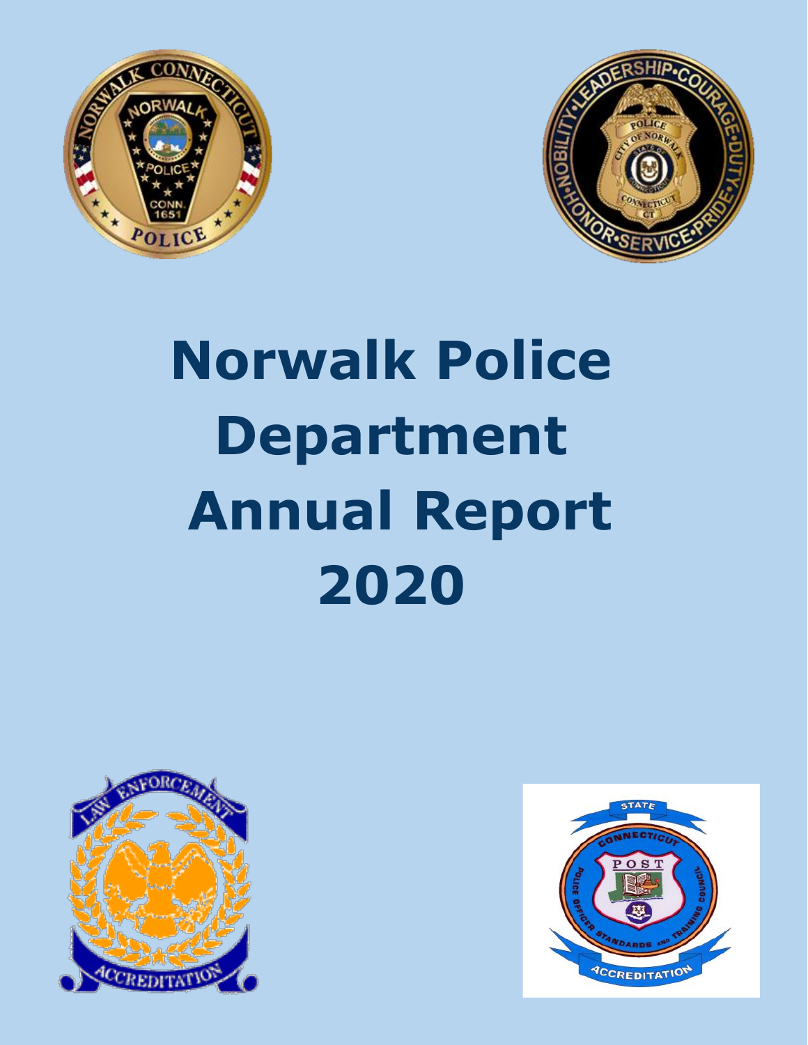# Norwalk Police Department Annual Report 2020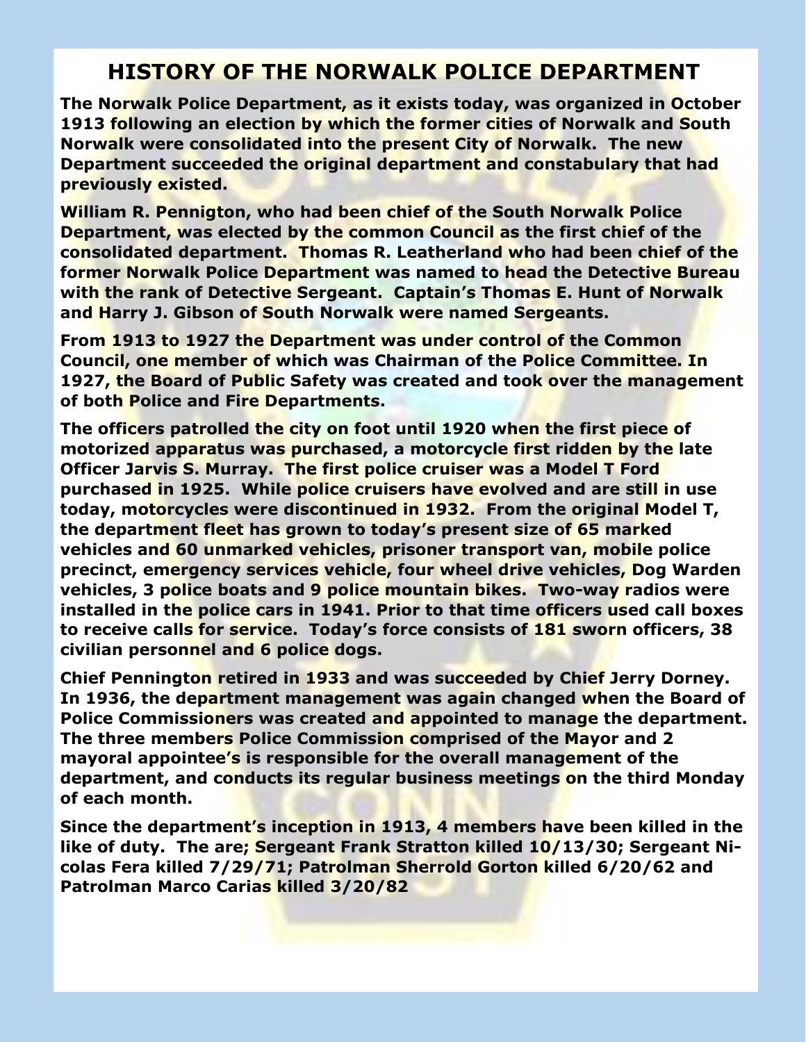# HISTORY OF THE NORWALK POLICE DEPARTMENT

**The Norwalk Police Department, as it exists today, was organized in October 1913 following an election by which the former cities of Norwalk and South Norwalk were consolidated into the present City of Norwalk. The new Department succeeded the original department and constabulary that had previously existed.**

**William R. Pennigton, who had been chief of the South Norwalk Police Department, was elected by the common Council as the first chief of the consolidated department. Thomas R. Leatherland who had been chief of the former Norwalk Police Department was named to head the Detective Bureau with the rank of Detective Sergeant. Captain's Thomas E. Hunt of Norwalk and Harry J. Gibson of South Norwalk were named Sergeants.**

**From 1913 to 1927 the Department was under control of the Common Council, one member of which was Chairman of the Police Committee. In 1927, the Board of Public Safety was created and took over the management of both Police and Fire Departments.**

**The officers patrolled the city on foot until 1920 when the first piece of motorized apparatus was purchased, a motorcycle first ridden by the late Officer Jarvis S. Murray. The first police cruiser was a Model T Ford purchased in 1925. While police cruisers have evolved and are still in use today, motorcycles were discontinued in 1932. From the original Model T, the department fleet has grown to today's present size of 65 marked vehicles and 60 unmarked vehicles, prisoner transport van, mobile police precinct, emergency services vehicle, four wheel drive vehicles, Dog Warden vehicles, 3 police boats and 9 police mountain bikes. Two-way radios were installed in the police cars in 1941. Prior to that time officers used call boxes to receive calls for service. Today's force consists of 181 sworn officers, 38 civilian personnel and 6 police dogs.**

**Chief Pennington retired in 1933 and was succeeded by Chief Jerry Dorney. In 1936, the department management was again changed when the Board of Police Commissioners was created and appointed to manage the department. The three members Police Commission comprised of the Mayor and 2 mayoral appointee's is responsible for the overall management of the department, and conducts its regular business meetings on the third Monday of each month.**

**Since the department's inception in 1913, 4 members have been killed in the like of duty. The are; Sergeant Frank Stratton killed 10/13/30; Sergeant Nicolas Fera killed 7/29/71; Patrolman Sherrold Gorton killed 6/20/62 and Patrolman Marco Carias killed 3/20/82**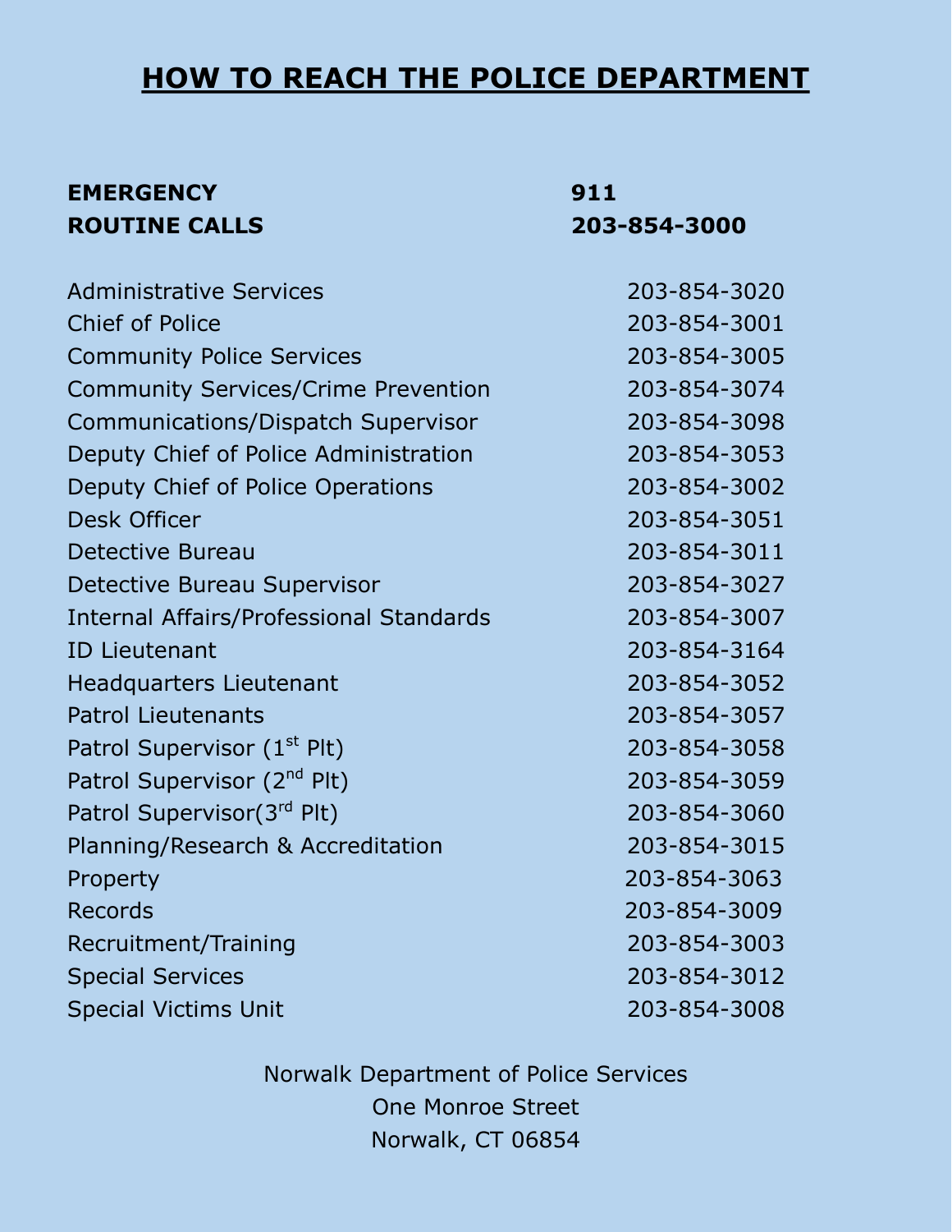# HOW TO REACH THE POLICE DEPARTMENT

| | |
|---|---|
| **EMERGENCY** | **911** |
| **ROUTINE CALLS** | **203-854-3000** |

| | |
|---|---|
| Administrative Services | 203-854-3020 |
| Chief of Police | 203-854-3001 |
| Community Police Services | 203-854-3005 |
| Community Services/Crime Prevention | 203-854-3074 |
| Communications/Dispatch Supervisor | 203-854-3098 |
| Deputy Chief of Police Administration | 203-854-3053 |
| Deputy Chief of Police Operations | 203-854-3002 |
| Desk Officer | 203-854-3051 |
| Detective Bureau | 203-854-3011 |
| Detective Bureau Supervisor | 203-854-3027 |
| Internal Affairs/Professional Standards | 203-854-3007 |
| ID Lieutenant | 203-854-3164 |
| Headquarters Lieutenant | 203-854-3052 |
| Patrol Lieutenants | 203-854-3057 |
| Patrol Supervisor (1st Plt) | 203-854-3058 |
| Patrol Supervisor (2nd Plt) | 203-854-3059 |
| Patrol Supervisor(3rd Plt) | 203-854-3060 |
| Planning/Research & Accreditation | 203-854-3015 |
| Property | 203-854-3063 |
| Records | 203-854-3009 |
| Recruitment/Training | 203-854-3003 |
| Special Services | 203-854-3012 |
| Special Victims Unit | 203-854-3008 |

Norwalk Department of Police Services
One Monroe Street
Norwalk, CT 06854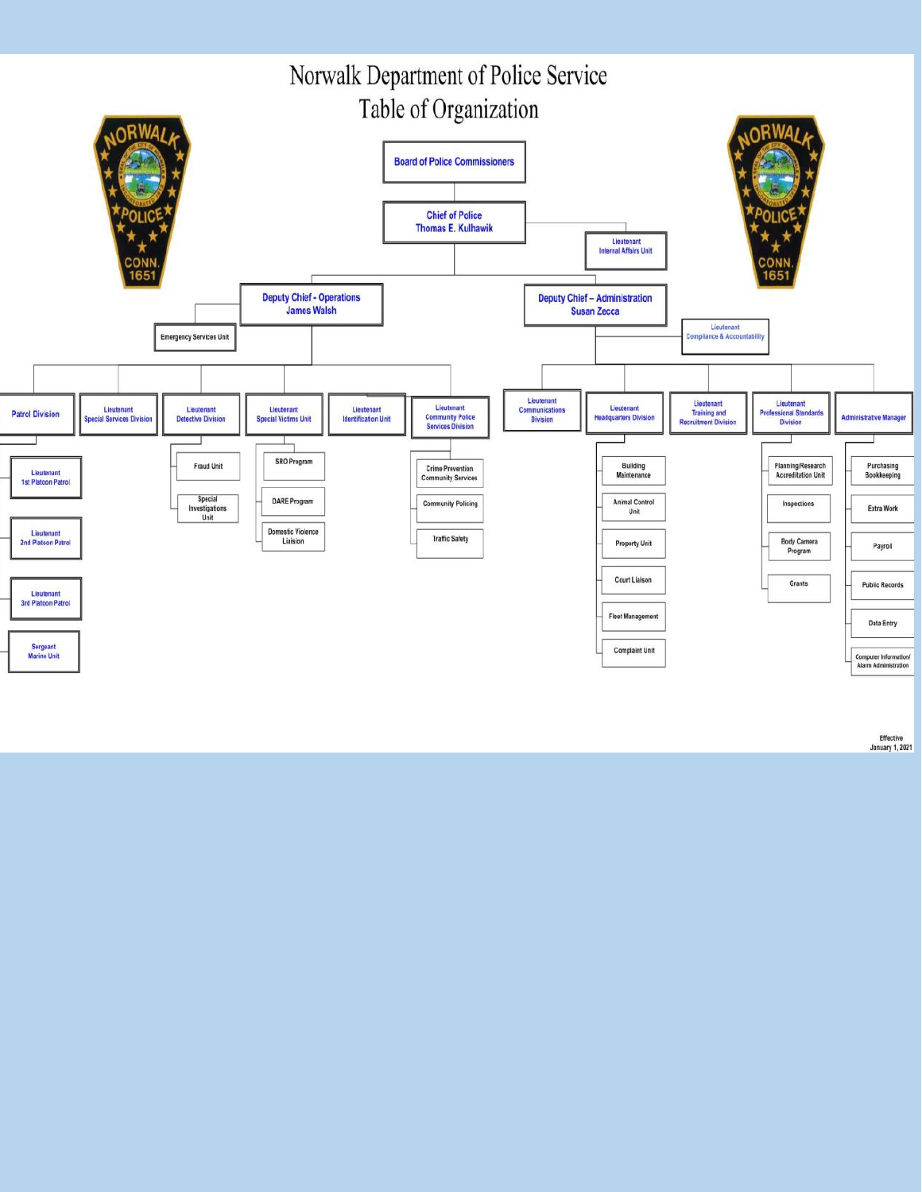# Norwalk Department of Police Service
## Table of Organization

- **Board of Police Commissioners**
  - **Chief of Police** — Thomas E. Kulhawik
    - Lieutenant — Internal Affairs Unit
    - **Deputy Chief - Operations** — James Walsh
      - Emergency Services Unit
      - Patrol Division
        - Lieutenant — 1st Platoon Patrol
        - Lieutenant — 2nd Platoon Patrol
        - Lieutenant — 3rd Platoon Patrol
        - Sergeant — Marine Unit
      - Lieutenant — Special Services Division
      - Lieutenant — Detective Division
        - Fraud Unit
        - Special Investigations Unit
      - Lieutenant — Special Victims Unit
        - SRO Program
        - DARE Program
        - Domestic Violence Liaison
      - Lieutenant — Identification Unit
      - Lieutenant — Community Police Services Division
        - Crime Prevention Community Services
        - Community Policing
        - Traffic Safety
    - **Deputy Chief – Administration** — Susan Zecca
      - Lieutenant — Compliance & Accountability
      - Lieutenant — Communications Division
      - Lieutenant — Headquarters Division
        - Building Maintenance
        - Animal Control Unit
        - Property Unit
        - Court Liaison
        - Fleet Management
        - Complaint Unit
      - Lieutenant — Training and Recruitment Division
      - Lieutenant — Professional Standards Division
        - Planning/Research Accreditation Unit
        - Inspections
        - Body Camera Program
        - Grants
      - Administrative Manager
        - Purchasing Bookkeeping
        - Extra Work
        - Payroll
        - Public Records
        - Data Entry
        - Computer Information/ Alarm Administration

Effective January 1, 2021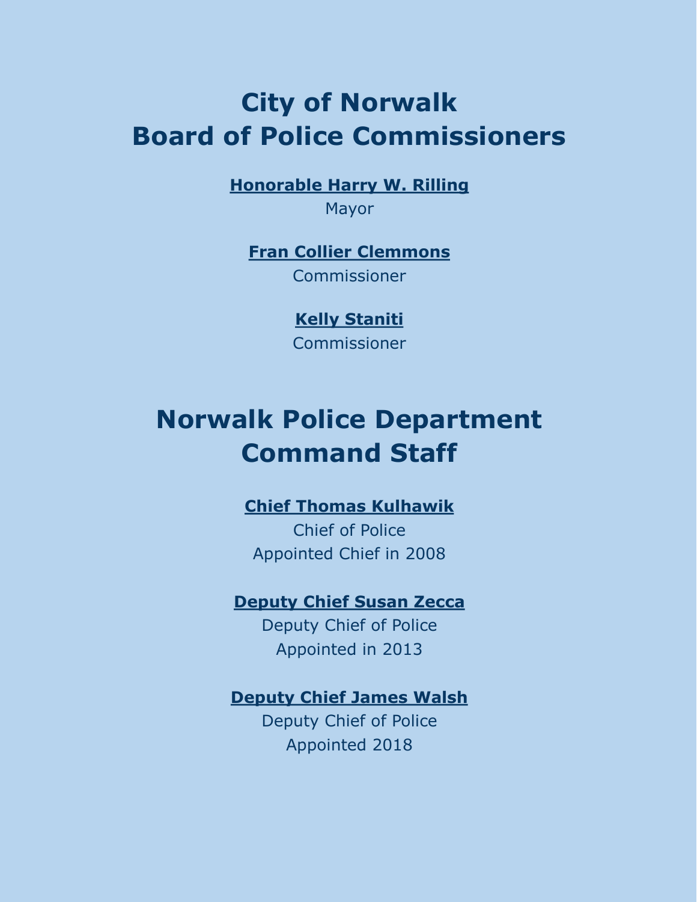# City of Norwalk
# Board of Police Commissioners

**Honorable Harry W. Rilling**
Mayor

**Fran Collier Clemmons**
Commissioner

**Kelly Staniti**
Commissioner

# Norwalk Police Department
# Command Staff

**Chief Thomas Kulhawik**
Chief of Police
Appointed Chief in 2008

**Deputy Chief Susan Zecca**
Deputy Chief of Police
Appointed in 2013

**Deputy Chief James Walsh**
Deputy Chief of Police
Appointed 2018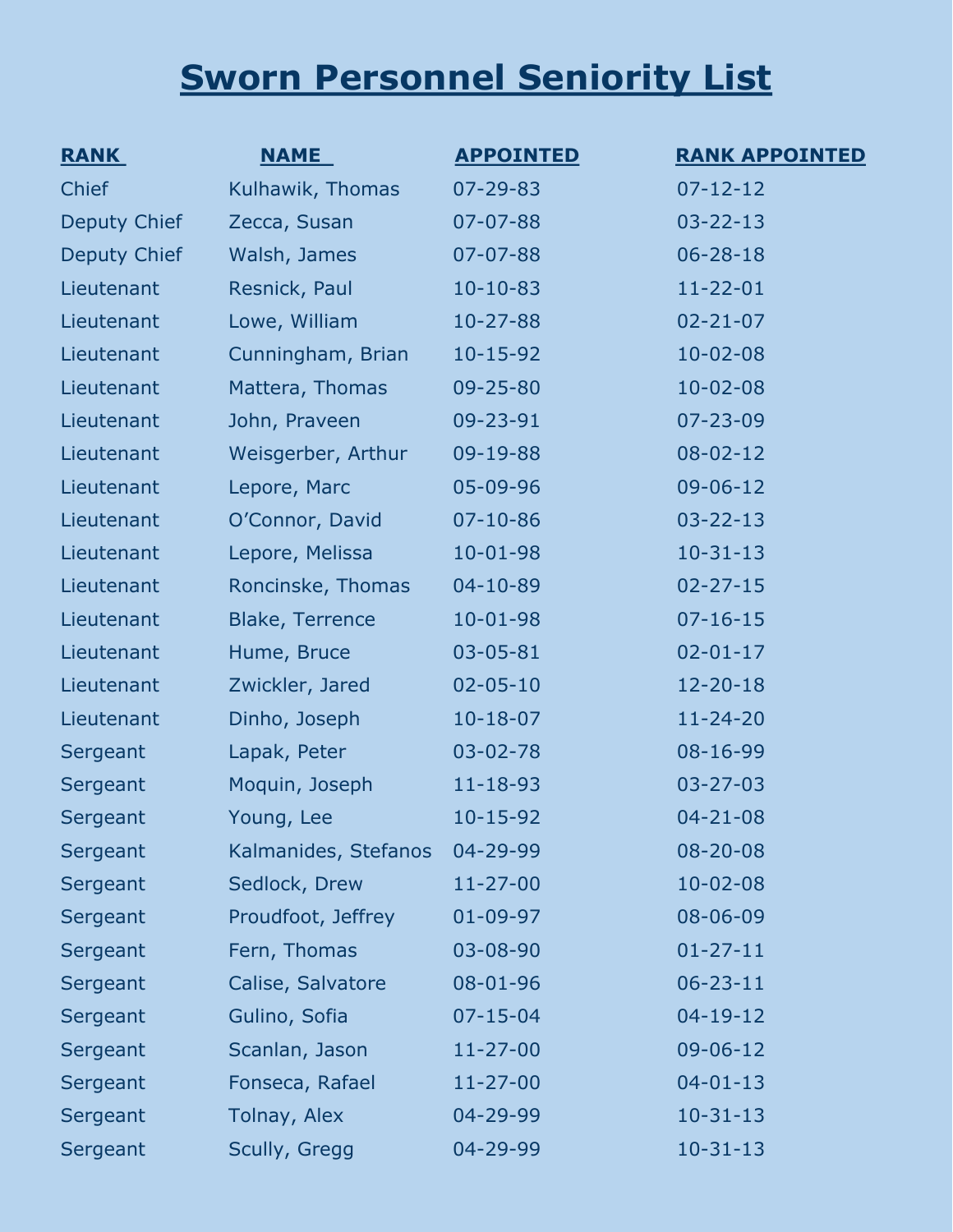# Sworn Personnel Seniority List

| RANK | NAME | APPOINTED | RANK APPOINTED |
|---|---|---|---|
| Chief | Kulhawik, Thomas | 07-29-83 | 07-12-12 |
| Deputy Chief | Zecca, Susan | 07-07-88 | 03-22-13 |
| Deputy Chief | Walsh, James | 07-07-88 | 06-28-18 |
| Lieutenant | Resnick, Paul | 10-10-83 | 11-22-01 |
| Lieutenant | Lowe, William | 10-27-88 | 02-21-07 |
| Lieutenant | Cunningham, Brian | 10-15-92 | 10-02-08 |
| Lieutenant | Mattera, Thomas | 09-25-80 | 10-02-08 |
| Lieutenant | John, Praveen | 09-23-91 | 07-23-09 |
| Lieutenant | Weisgerber, Arthur | 09-19-88 | 08-02-12 |
| Lieutenant | Lepore, Marc | 05-09-96 | 09-06-12 |
| Lieutenant | O'Connor, David | 07-10-86 | 03-22-13 |
| Lieutenant | Lepore, Melissa | 10-01-98 | 10-31-13 |
| Lieutenant | Roncinske, Thomas | 04-10-89 | 02-27-15 |
| Lieutenant | Blake, Terrence | 10-01-98 | 07-16-15 |
| Lieutenant | Hume, Bruce | 03-05-81 | 02-01-17 |
| Lieutenant | Zwickler, Jared | 02-05-10 | 12-20-18 |
| Lieutenant | Dinho, Joseph | 10-18-07 | 11-24-20 |
| Sergeant | Lapak, Peter | 03-02-78 | 08-16-99 |
| Sergeant | Moquin, Joseph | 11-18-93 | 03-27-03 |
| Sergeant | Young, Lee | 10-15-92 | 04-21-08 |
| Sergeant | Kalmanides, Stefanos | 04-29-99 | 08-20-08 |
| Sergeant | Sedlock, Drew | 11-27-00 | 10-02-08 |
| Sergeant | Proudfoot, Jeffrey | 01-09-97 | 08-06-09 |
| Sergeant | Fern, Thomas | 03-08-90 | 01-27-11 |
| Sergeant | Calise, Salvatore | 08-01-96 | 06-23-11 |
| Sergeant | Gulino, Sofia | 07-15-04 | 04-19-12 |
| Sergeant | Scanlan, Jason | 11-27-00 | 09-06-12 |
| Sergeant | Fonseca, Rafael | 11-27-00 | 04-01-13 |
| Sergeant | Tolnay, Alex | 04-29-99 | 10-31-13 |
| Sergeant | Scully, Gregg | 04-29-99 | 10-31-13 |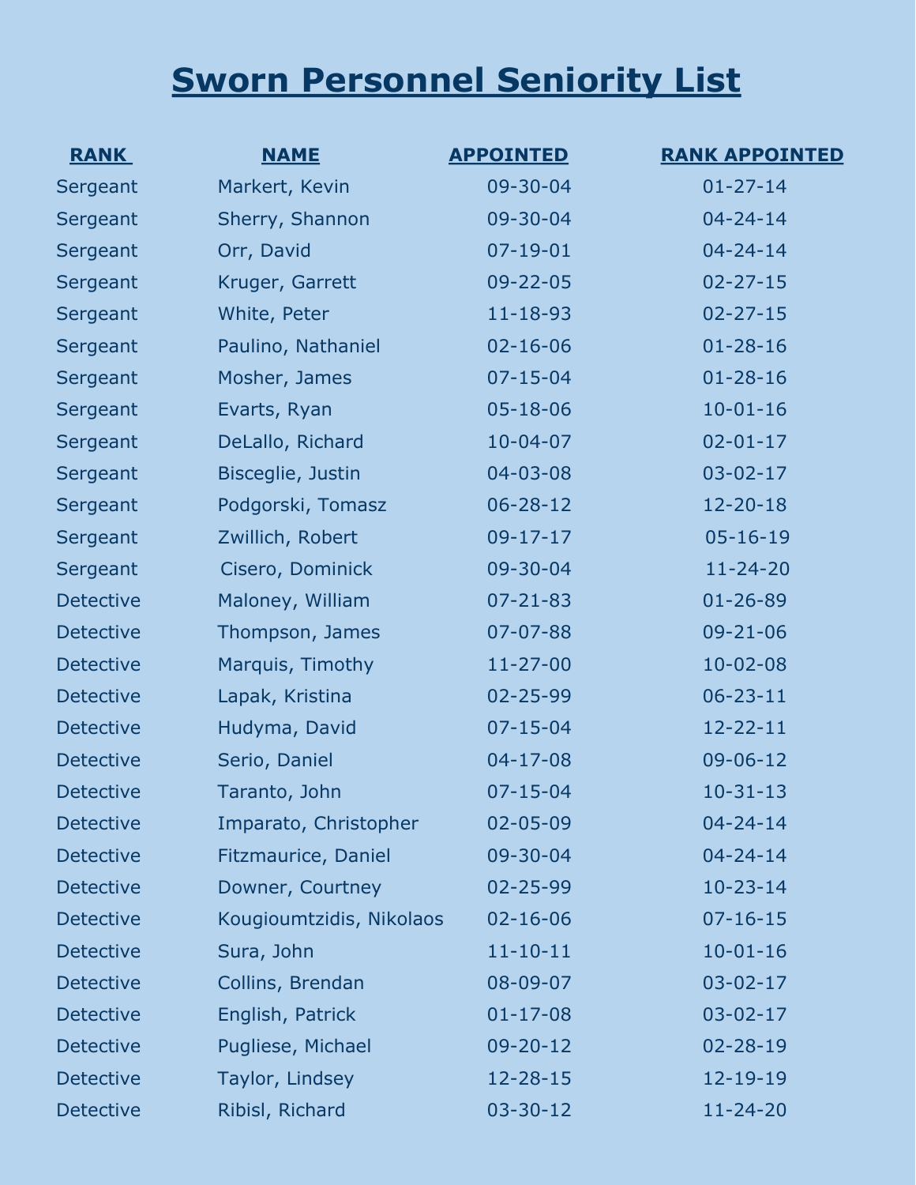# Sworn Personnel Seniority List

| RANK | NAME | APPOINTED | RANK APPOINTED |
|---|---|---|---|
| Sergeant | Markert, Kevin | 09-30-04 | 01-27-14 |
| Sergeant | Sherry, Shannon | 09-30-04 | 04-24-14 |
| Sergeant | Orr, David | 07-19-01 | 04-24-14 |
| Sergeant | Kruger, Garrett | 09-22-05 | 02-27-15 |
| Sergeant | White, Peter | 11-18-93 | 02-27-15 |
| Sergeant | Paulino, Nathaniel | 02-16-06 | 01-28-16 |
| Sergeant | Mosher, James | 07-15-04 | 01-28-16 |
| Sergeant | Evarts, Ryan | 05-18-06 | 10-01-16 |
| Sergeant | DeLallo, Richard | 10-04-07 | 02-01-17 |
| Sergeant | Bisceglie, Justin | 04-03-08 | 03-02-17 |
| Sergeant | Podgorski, Tomasz | 06-28-12 | 12-20-18 |
| Sergeant | Zwillich, Robert | 09-17-17 | 05-16-19 |
| Sergeant | Cisero, Dominick | 09-30-04 | 11-24-20 |
| Detective | Maloney, William | 07-21-83 | 01-26-89 |
| Detective | Thompson, James | 07-07-88 | 09-21-06 |
| Detective | Marquis, Timothy | 11-27-00 | 10-02-08 |
| Detective | Lapak, Kristina | 02-25-99 | 06-23-11 |
| Detective | Hudyma, David | 07-15-04 | 12-22-11 |
| Detective | Serio, Daniel | 04-17-08 | 09-06-12 |
| Detective | Taranto, John | 07-15-04 | 10-31-13 |
| Detective | Imparato, Christopher | 02-05-09 | 04-24-14 |
| Detective | Fitzmaurice, Daniel | 09-30-04 | 04-24-14 |
| Detective | Downer, Courtney | 02-25-99 | 10-23-14 |
| Detective | Kougioumtzidis, Nikolaos | 02-16-06 | 07-16-15 |
| Detective | Sura, John | 11-10-11 | 10-01-16 |
| Detective | Collins, Brendan | 08-09-07 | 03-02-17 |
| Detective | English, Patrick | 01-17-08 | 03-02-17 |
| Detective | Pugliese, Michael | 09-20-12 | 02-28-19 |
| Detective | Taylor, Lindsey | 12-28-15 | 12-19-19 |
| Detective | Ribisl, Richard | 03-30-12 | 11-24-20 |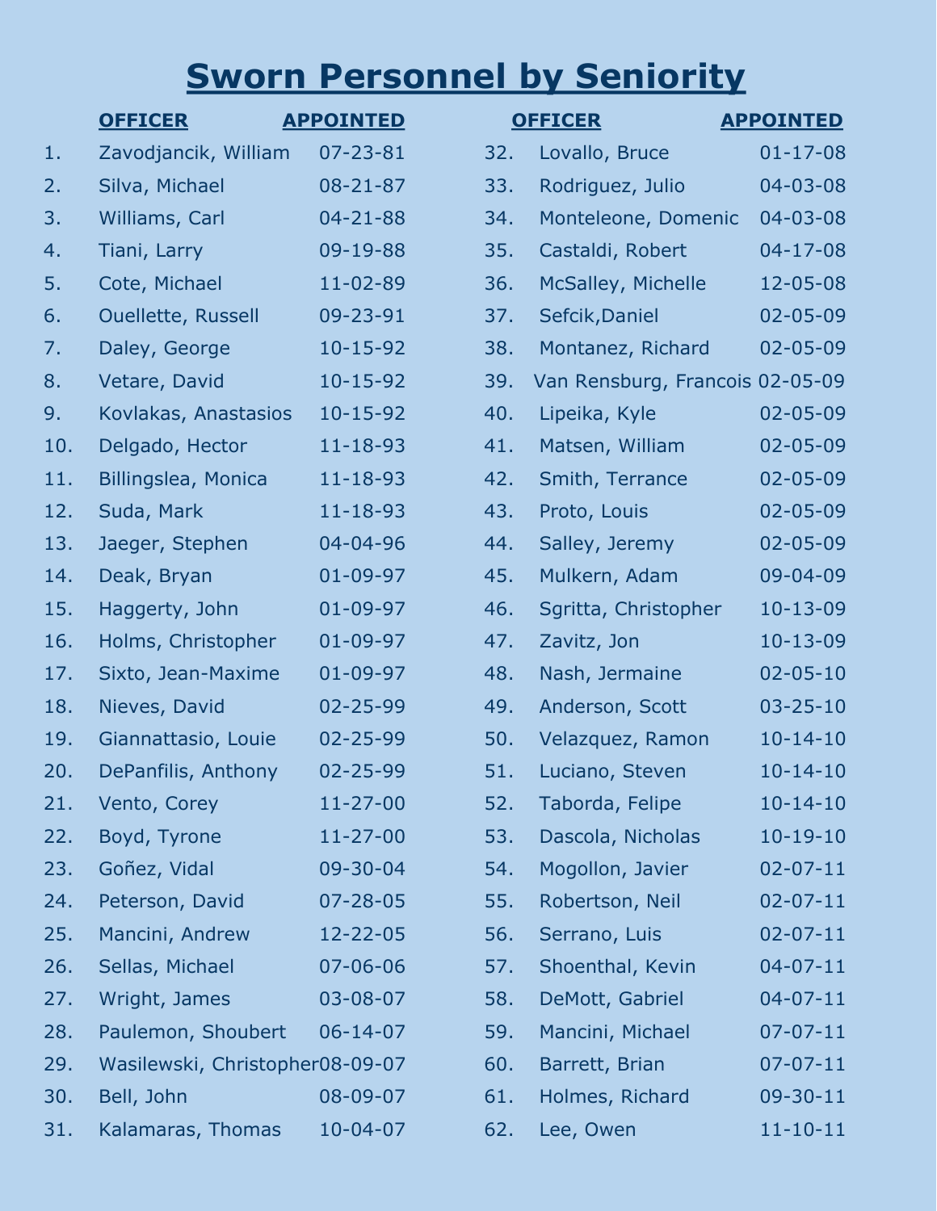# Sworn Personnel by Seniority

| | OFFICER | APPOINTED |
|---|---|---|
| 1. | Zavodjancik, William | 07-23-81 |
| 2. | Silva, Michael | 08-21-87 |
| 3. | Williams, Carl | 04-21-88 |
| 4. | Tiani, Larry | 09-19-88 |
| 5. | Cote, Michael | 11-02-89 |
| 6. | Ouellette, Russell | 09-23-91 |
| 7. | Daley, George | 10-15-92 |
| 8. | Vetare, David | 10-15-92 |
| 9. | Kovlakas, Anastasios | 10-15-92 |
| 10. | Delgado, Hector | 11-18-93 |
| 11. | Billingslea, Monica | 11-18-93 |
| 12. | Suda, Mark | 11-18-93 |
| 13. | Jaeger, Stephen | 04-04-96 |
| 14. | Deak, Bryan | 01-09-97 |
| 15. | Haggerty, John | 01-09-97 |
| 16. | Holms, Christopher | 01-09-97 |
| 17. | Sixto, Jean-Maxime | 01-09-97 |
| 18. | Nieves, David | 02-25-99 |
| 19. | Giannattasio, Louie | 02-25-99 |
| 20. | DePanfilis, Anthony | 02-25-99 |
| 21. | Vento, Corey | 11-27-00 |
| 22. | Boyd, Tyrone | 11-27-00 |
| 23. | Goñez, Vidal | 09-30-04 |
| 24. | Peterson, David | 07-28-05 |
| 25. | Mancini, Andrew | 12-22-05 |
| 26. | Sellas, Michael | 07-06-06 |
| 27. | Wright, James | 03-08-07 |
| 28. | Paulemon, Shoubert | 06-14-07 |
| 29. | Wasilewski, Christopher | 08-09-07 |
| 30. | Bell, John | 08-09-07 |
| 31. | Kalamaras, Thomas | 10-04-07 |
| 32. | Lovallo, Bruce | 01-17-08 |
| 33. | Rodriguez, Julio | 04-03-08 |
| 34. | Monteleone, Domenic | 04-03-08 |
| 35. | Castaldi, Robert | 04-17-08 |
| 36. | McSalley, Michelle | 12-05-08 |
| 37. | Sefcik,Daniel | 02-05-09 |
| 38. | Montanez, Richard | 02-05-09 |
| 39. | Van Rensburg, Francois | 02-05-09 |
| 40. | Lipeika, Kyle | 02-05-09 |
| 41. | Matsen, William | 02-05-09 |
| 42. | Smith, Terrance | 02-05-09 |
| 43. | Proto, Louis | 02-05-09 |
| 44. | Salley, Jeremy | 02-05-09 |
| 45. | Mulkern, Adam | 09-04-09 |
| 46. | Sgritta, Christopher | 10-13-09 |
| 47. | Zavitz, Jon | 10-13-09 |
| 48. | Nash, Jermaine | 02-05-10 |
| 49. | Anderson, Scott | 03-25-10 |
| 50. | Velazquez, Ramon | 10-14-10 |
| 51. | Luciano, Steven | 10-14-10 |
| 52. | Taborda, Felipe | 10-14-10 |
| 53. | Dascola, Nicholas | 10-19-10 |
| 54. | Mogollon, Javier | 02-07-11 |
| 55. | Robertson, Neil | 02-07-11 |
| 56. | Serrano, Luis | 02-07-11 |
| 57. | Shoenthal, Kevin | 04-07-11 |
| 58. | DeMott, Gabriel | 04-07-11 |
| 59. | Mancini, Michael | 07-07-11 |
| 60. | Barrett, Brian | 07-07-11 |
| 61. | Holmes, Richard | 09-30-11 |
| 62. | Lee, Owen | 11-10-11 |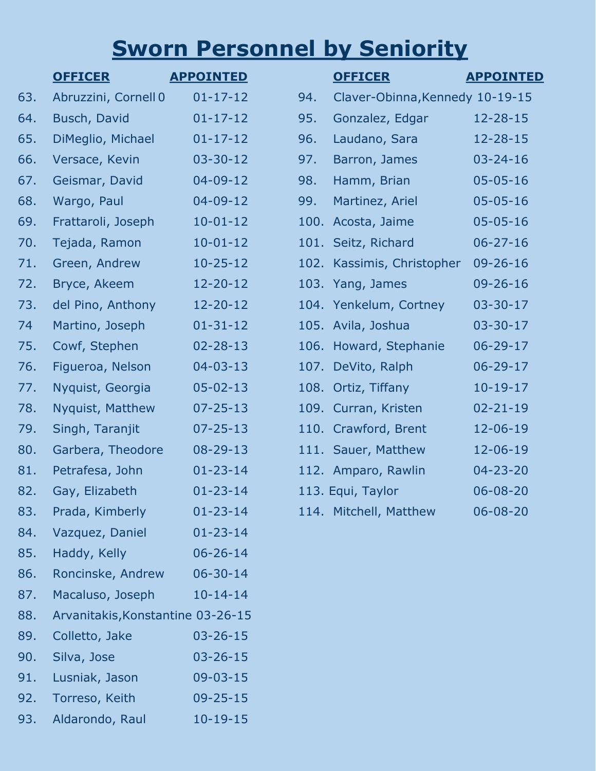# Sworn Personnel by Seniority

| | OFFICER | APPOINTED |
|---|---|---|
| 63. | Abruzzini, Cornell 0 | 01-17-12 |
| 64. | Busch, David | 01-17-12 |
| 65. | DiMeglio, Michael | 01-17-12 |
| 66. | Versace, Kevin | 03-30-12 |
| 67. | Geismar, David | 04-09-12 |
| 68. | Wargo, Paul | 04-09-12 |
| 69. | Frattaroli, Joseph | 10-01-12 |
| 70. | Tejada, Ramon | 10-01-12 |
| 71. | Green, Andrew | 10-25-12 |
| 72. | Bryce, Akeem | 12-20-12 |
| 73. | del Pino, Anthony | 12-20-12 |
| 74 | Martino, Joseph | 01-31-12 |
| 75. | Cowf, Stephen | 02-28-13 |
| 76. | Figueroa, Nelson | 04-03-13 |
| 77. | Nyquist, Georgia | 05-02-13 |
| 78. | Nyquist, Matthew | 07-25-13 |
| 79. | Singh, Taranjit | 07-25-13 |
| 80. | Garbera, Theodore | 08-29-13 |
| 81. | Petrafesa, John | 01-23-14 |
| 82. | Gay, Elizabeth | 01-23-14 |
| 83. | Prada, Kimberly | 01-23-14 |
| 84. | Vazquez, Daniel | 01-23-14 |
| 85. | Haddy, Kelly | 06-26-14 |
| 86. | Roncinske, Andrew | 06-30-14 |
| 87. | Macaluso, Joseph | 10-14-14 |
| 88. | Arvanitakis,Konstantine | 03-26-15 |
| 89. | Colletto, Jake | 03-26-15 |
| 90. | Silva, Jose | 03-26-15 |
| 91. | Lusniak, Jason | 09-03-15 |
| 92. | Torreso, Keith | 09-25-15 |
| 93. | Aldarondo, Raul | 10-19-15 |
| 94. | Claver-Obinna,Kennedy | 10-19-15 |
| 95. | Gonzalez, Edgar | 12-28-15 |
| 96. | Laudano, Sara | 12-28-15 |
| 97. | Barron, James | 03-24-16 |
| 98. | Hamm, Brian | 05-05-16 |
| 99. | Martinez, Ariel | 05-05-16 |
| 100. | Acosta, Jaime | 05-05-16 |
| 101. | Seitz, Richard | 06-27-16 |
| 102. | Kassimis, Christopher | 09-26-16 |
| 103. | Yang, James | 09-26-16 |
| 104. | Yenkelum, Cortney | 03-30-17 |
| 105. | Avila, Joshua | 03-30-17 |
| 106. | Howard, Stephanie | 06-29-17 |
| 107. | DeVito, Ralph | 06-29-17 |
| 108. | Ortiz, Tiffany | 10-19-17 |
| 109. | Curran, Kristen | 02-21-19 |
| 110. | Crawford, Brent | 12-06-19 |
| 111. | Sauer, Matthew | 12-06-19 |
| 112. | Amparo, Rawlin | 04-23-20 |
| 113. | Equi, Taylor | 06-08-20 |
| 114. | Mitchell, Matthew | 06-08-20 |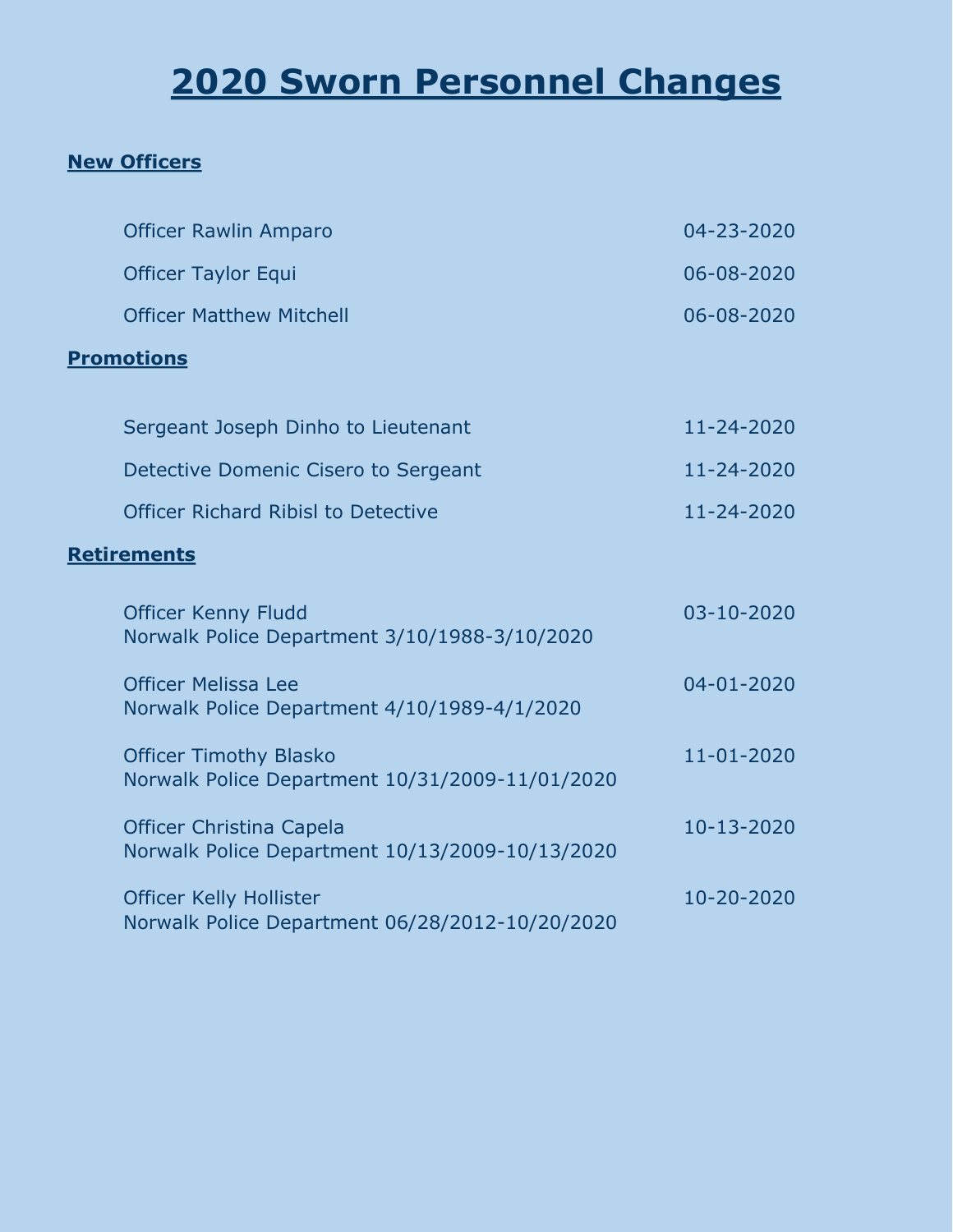# 2020 Sworn Personnel Changes

## New Officers

| | |
|---|---|
| Officer Rawlin Amparo | 04-23-2020 |
| Officer Taylor Equi | 06-08-2020 |
| Officer Matthew Mitchell | 06-08-2020 |

## Promotions

| | |
|---|---|
| Sergeant Joseph Dinho to Lieutenant | 11-24-2020 |
| Detective Domenic Cisero to Sergeant | 11-24-2020 |
| Officer Richard Ribisl to Detective | 11-24-2020 |

## Retirements

Officer Kenny Fludd — 03-10-2020
Norwalk Police Department 3/10/1988-3/10/2020

Officer Melissa Lee — 04-01-2020
Norwalk Police Department 4/10/1989-4/1/2020

Officer Timothy Blasko — 11-01-2020
Norwalk Police Department 10/31/2009-11/01/2020

Officer Christina Capela — 10-13-2020
Norwalk Police Department 10/13/2009-10/13/2020

Officer Kelly Hollister — 10-20-2020
Norwalk Police Department 06/28/2012-10/20/2020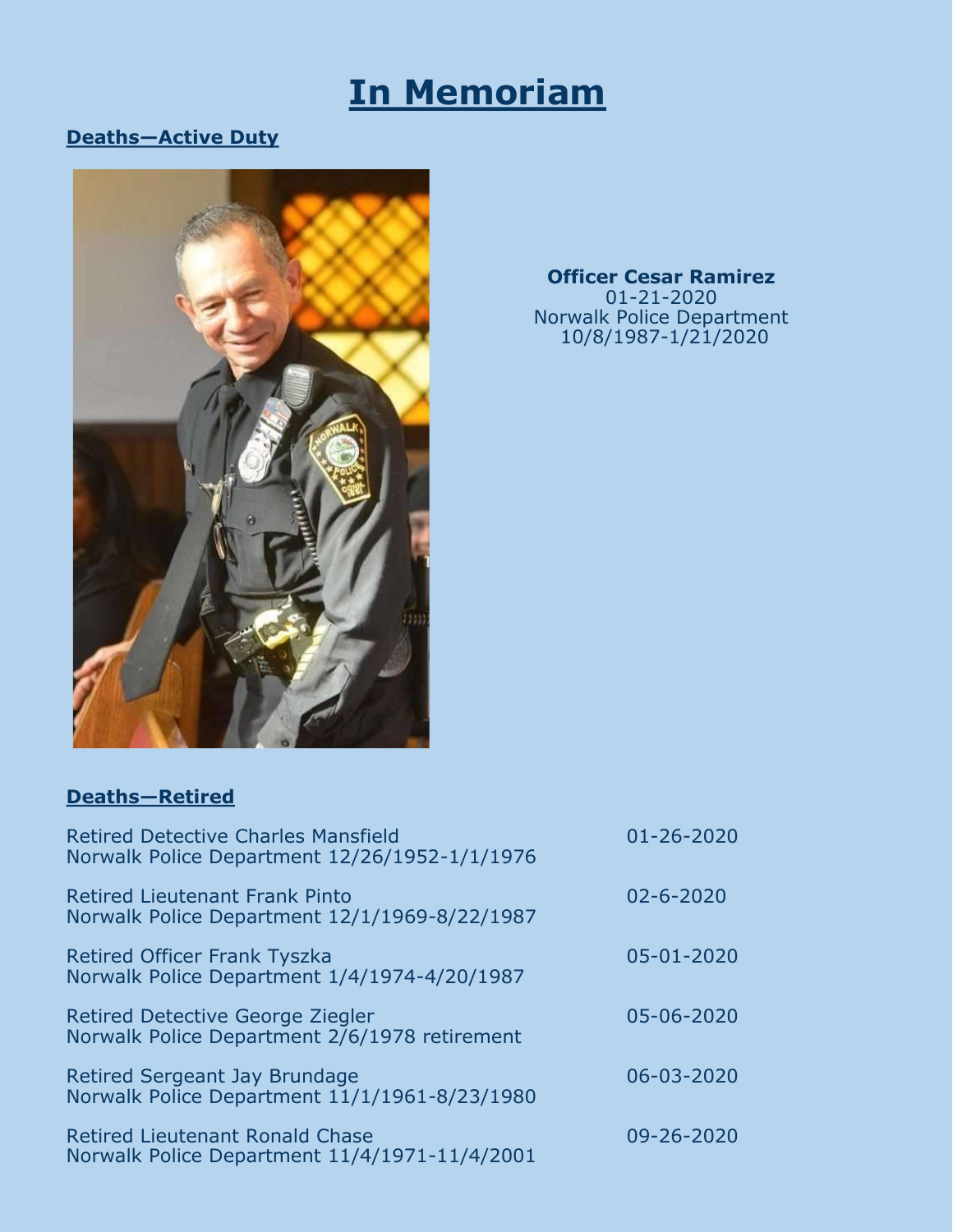# In Memoriam

## Deaths—Active Duty

**Officer Cesar Ramirez**
01-21-2020
Norwalk Police Department
10/8/1987-1/21/2020

## Deaths—Retired

Retired Detective Charles Mansfield — 01-26-2020
Norwalk Police Department 12/26/1952-1/1/1976

Retired Lieutenant Frank Pinto — 02-6-2020
Norwalk Police Department 12/1/1969-8/22/1987

Retired Officer Frank Tyszka — 05-01-2020
Norwalk Police Department 1/4/1974-4/20/1987

Retired Detective George Ziegler — 05-06-2020
Norwalk Police Department 2/6/1978 retirement

Retired Sergeant Jay Brundage — 06-03-2020
Norwalk Police Department 11/1/1961-8/23/1980

Retired Lieutenant Ronald Chase — 09-26-2020
Norwalk Police Department 11/4/1971-11/4/2001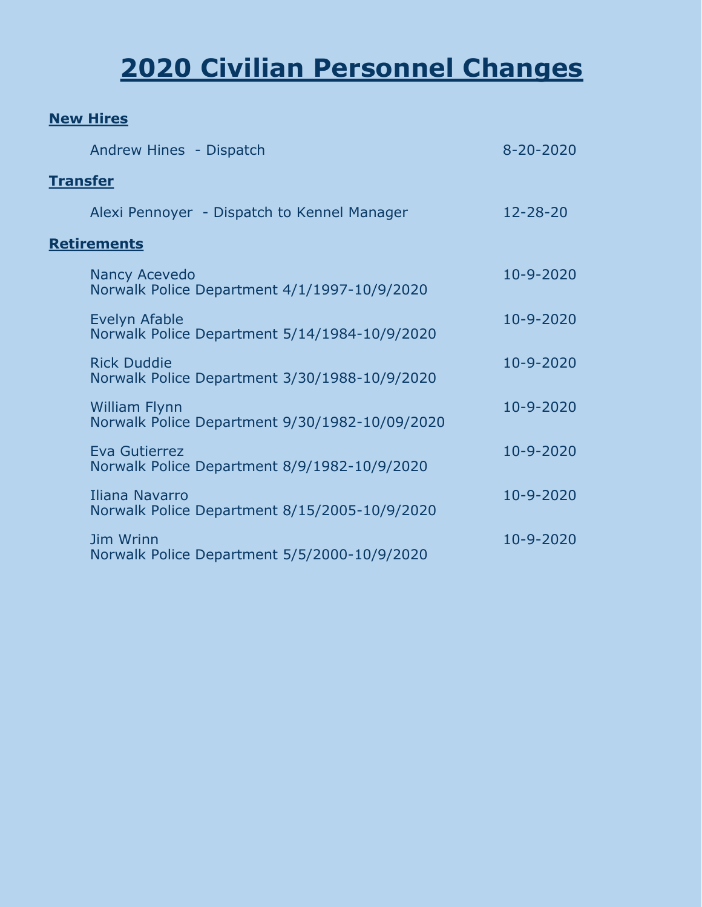# 2020 Civilian Personnel Changes

## New Hires

Andrew Hines - Dispatch 8-20-2020

## Transfer

Alexi Pennoyer - Dispatch to Kennel Manager 12-28-20

## Retirements

Nancy Acevedo 10-9-2020
Norwalk Police Department 4/1/1997-10/9/2020

Evelyn Afable 10-9-2020
Norwalk Police Department 5/14/1984-10/9/2020

Rick Duddie 10-9-2020
Norwalk Police Department 3/30/1988-10/9/2020

William Flynn 10-9-2020
Norwalk Police Department 9/30/1982-10/09/2020

Eva Gutierrez 10-9-2020
Norwalk Police Department 8/9/1982-10/9/2020

Iliana Navarro 10-9-2020
Norwalk Police Department 8/15/2005-10/9/2020

Jim Wrinn 10-9-2020
Norwalk Police Department 5/5/2000-10/9/2020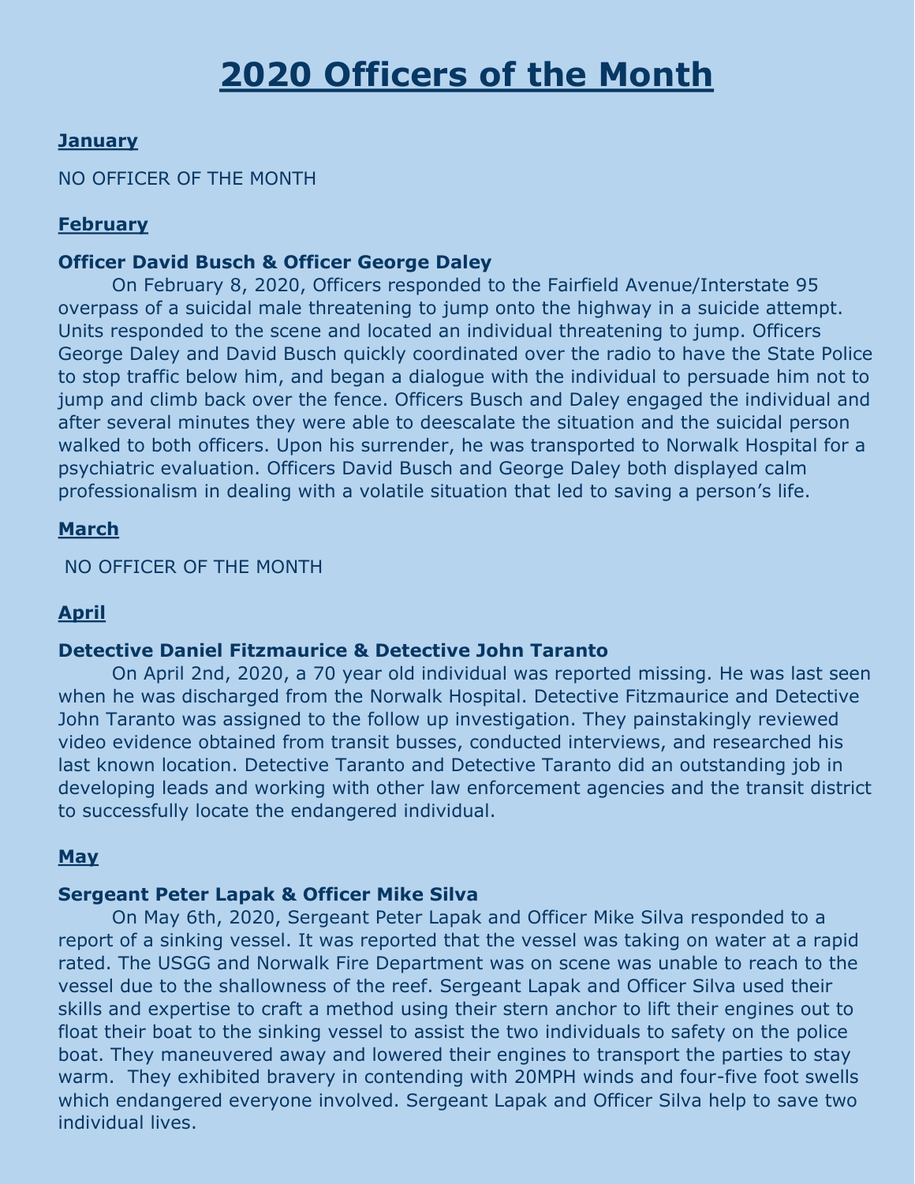# 2020 Officers of the Month

## January

NO OFFICER OF THE MONTH

## February

### Officer David Busch & Officer George Daley

On February 8, 2020, Officers responded to the Fairfield Avenue/Interstate 95 overpass of a suicidal male threatening to jump onto the highway in a suicide attempt. Units responded to the scene and located an individual threatening to jump. Officers George Daley and David Busch quickly coordinated over the radio to have the State Police to stop traffic below him, and began a dialogue with the individual to persuade him not to jump and climb back over the fence. Officers Busch and Daley engaged the individual and after several minutes they were able to deescalate the situation and the suicidal person walked to both officers. Upon his surrender, he was transported to Norwalk Hospital for a psychiatric evaluation. Officers David Busch and George Daley both displayed calm professionalism in dealing with a volatile situation that led to saving a person's life.

## March

NO OFFICER OF THE MONTH

## April

### Detective Daniel Fitzmaurice & Detective John Taranto

On April 2nd, 2020, a 70 year old individual was reported missing. He was last seen when he was discharged from the Norwalk Hospital. Detective Fitzmaurice and Detective John Taranto was assigned to the follow up investigation. They painstakingly reviewed video evidence obtained from transit busses, conducted interviews, and researched his last known location. Detective Taranto and Detective Taranto did an outstanding job in developing leads and working with other law enforcement agencies and the transit district to successfully locate the endangered individual.

## May

### Sergeant Peter Lapak & Officer Mike Silva

On May 6th, 2020, Sergeant Peter Lapak and Officer Mike Silva responded to a report of a sinking vessel. It was reported that the vessel was taking on water at a rapid rated. The USGG and Norwalk Fire Department was on scene was unable to reach to the vessel due to the shallowness of the reef. Sergeant Lapak and Officer Silva used their skills and expertise to craft a method using their stern anchor to lift their engines out to float their boat to the sinking vessel to assist the two individuals to safety on the police boat. They maneuvered away and lowered their engines to transport the parties to stay warm. They exhibited bravery in contending with 20MPH winds and four-five foot swells which endangered everyone involved. Sergeant Lapak and Officer Silva help to save two individual lives.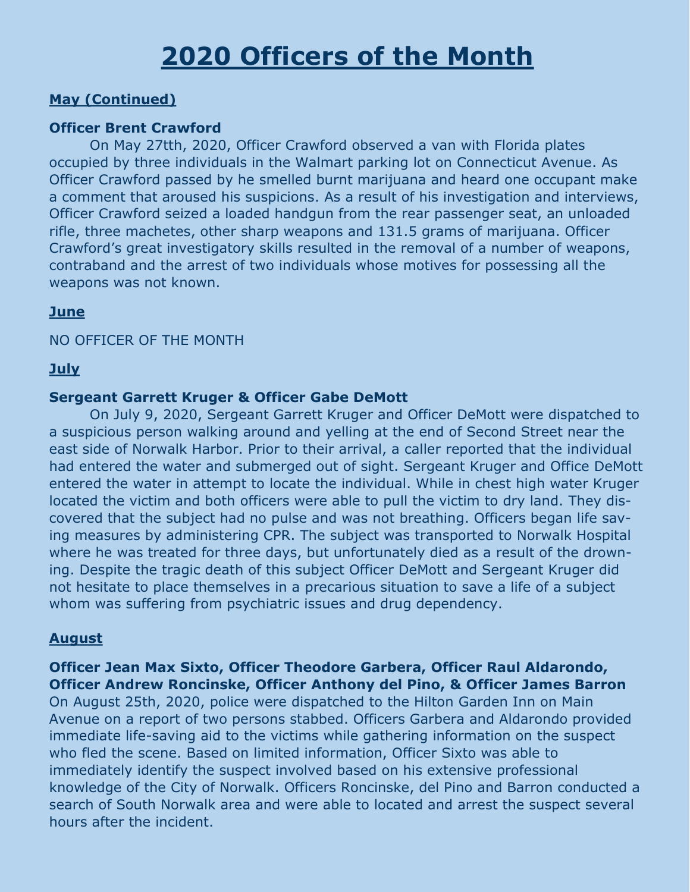# 2020 Officers of the Month

## May (Continued)

### Officer Brent Crawford

On May 27tth, 2020, Officer Crawford observed a van with Florida plates occupied by three individuals in the Walmart parking lot on Connecticut Avenue. As Officer Crawford passed by he smelled burnt marijuana and heard one occupant make a comment that aroused his suspicions. As a result of his investigation and interviews, Officer Crawford seized a loaded handgun from the rear passenger seat, an unloaded rifle, three machetes, other sharp weapons and 131.5 grams of marijuana. Officer Crawford's great investigatory skills resulted in the removal of a number of weapons, contraband and the arrest of two individuals whose motives for possessing all the weapons was not known.

## June

NO OFFICER OF THE MONTH

## July

### Sergeant Garrett Kruger & Officer Gabe DeMott

On July 9, 2020, Sergeant Garrett Kruger and Officer DeMott were dispatched to a suspicious person walking around and yelling at the end of Second Street near the east side of Norwalk Harbor. Prior to their arrival, a caller reported that the individual had entered the water and submerged out of sight. Sergeant Kruger and Office DeMott entered the water in attempt to locate the individual. While in chest high water Kruger located the victim and both officers were able to pull the victim to dry land. They discovered that the subject had no pulse and was not breathing. Officers began life saving measures by administering CPR. The subject was transported to Norwalk Hospital where he was treated for three days, but unfortunately died as a result of the drowning. Despite the tragic death of this subject Officer DeMott and Sergeant Kruger did not hesitate to place themselves in a precarious situation to save a life of a subject whom was suffering from psychiatric issues and drug dependency.

## August

### Officer Jean Max Sixto, Officer Theodore Garbera, Officer Raul Aldarondo, Officer Andrew Roncinske, Officer Anthony del Pino, & Officer James Barron

On August 25th, 2020, police were dispatched to the Hilton Garden Inn on Main Avenue on a report of two persons stabbed. Officers Garbera and Aldarondo provided immediate life-saving aid to the victims while gathering information on the suspect who fled the scene. Based on limited information, Officer Sixto was able to immediately identify the suspect involved based on his extensive professional knowledge of the City of Norwalk. Officers Roncinske, del Pino and Barron conducted a search of South Norwalk area and were able to located and arrest the suspect several hours after the incident.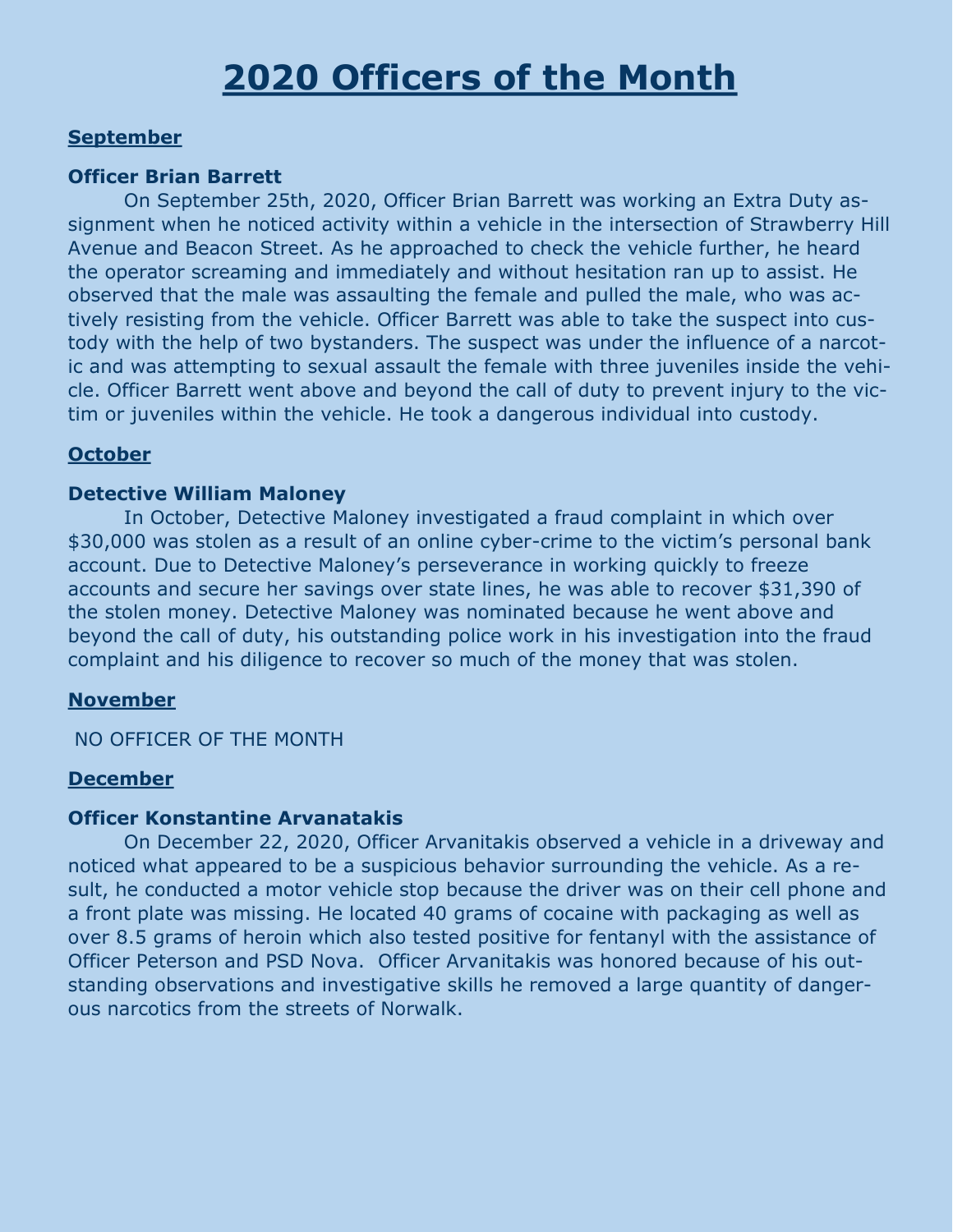# 2020 Officers of the Month

## September

### Officer Brian Barrett

On September 25th, 2020, Officer Brian Barrett was working an Extra Duty assignment when he noticed activity within a vehicle in the intersection of Strawberry Hill Avenue and Beacon Street. As he approached to check the vehicle further, he heard the operator screaming and immediately and without hesitation ran up to assist. He observed that the male was assaulting the female and pulled the male, who was actively resisting from the vehicle. Officer Barrett was able to take the suspect into custody with the help of two bystanders. The suspect was under the influence of a narcotic and was attempting to sexual assault the female with three juveniles inside the vehicle. Officer Barrett went above and beyond the call of duty to prevent injury to the victim or juveniles within the vehicle. He took a dangerous individual into custody.

## October

### Detective William Maloney

In October, Detective Maloney investigated a fraud complaint in which over $30,000 was stolen as a result of an online cyber-crime to the victim's personal bank account. Due to Detective Maloney's perseverance in working quickly to freeze accounts and secure her savings over state lines, he was able to recover $31,390 of the stolen money. Detective Maloney was nominated because he went above and beyond the call of duty, his outstanding police work in his investigation into the fraud complaint and his diligence to recover so much of the money that was stolen.

## November

NO OFFICER OF THE MONTH

## December

### Officer Konstantine Arvanatakis

On December 22, 2020, Officer Arvanitakis observed a vehicle in a driveway and noticed what appeared to be a suspicious behavior surrounding the vehicle. As a result, he conducted a motor vehicle stop because the driver was on their cell phone and a front plate was missing. He located 40 grams of cocaine with packaging as well as over 8.5 grams of heroin which also tested positive for fentanyl with the assistance of Officer Peterson and PSD Nova. Officer Arvanitakis was honored because of his outstanding observations and investigative skills he removed a large quantity of dangerous narcotics from the streets of Norwalk.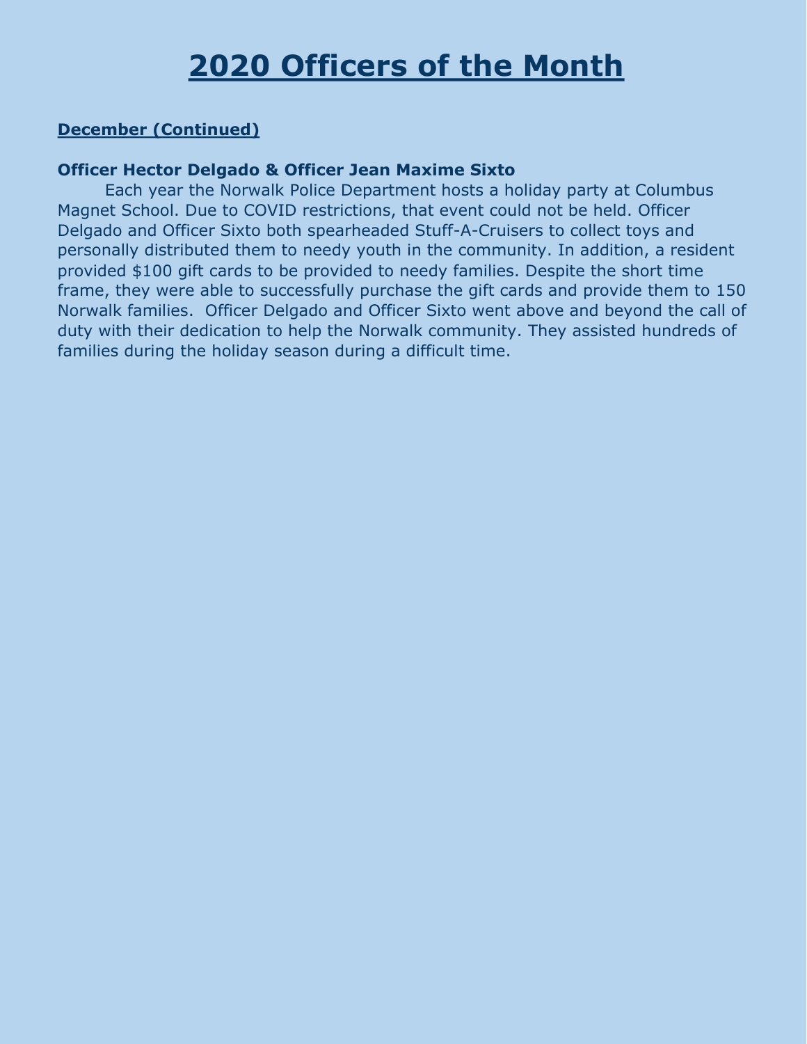# 2020 Officers of the Month

## December (Continued)

### Officer Hector Delgado & Officer Jean Maxime Sixto

Each year the Norwalk Police Department hosts a holiday party at Columbus Magnet School. Due to COVID restrictions, that event could not be held. Officer Delgado and Officer Sixto both spearheaded Stuff-A-Cruisers to collect toys and personally distributed them to needy youth in the community. In addition, a resident provided $100 gift cards to be provided to needy families. Despite the short time frame, they were able to successfully purchase the gift cards and provide them to 150 Norwalk families. Officer Delgado and Officer Sixto went above and beyond the call of duty with their dedication to help the Norwalk community. They assisted hundreds of families during the holiday season during a difficult time.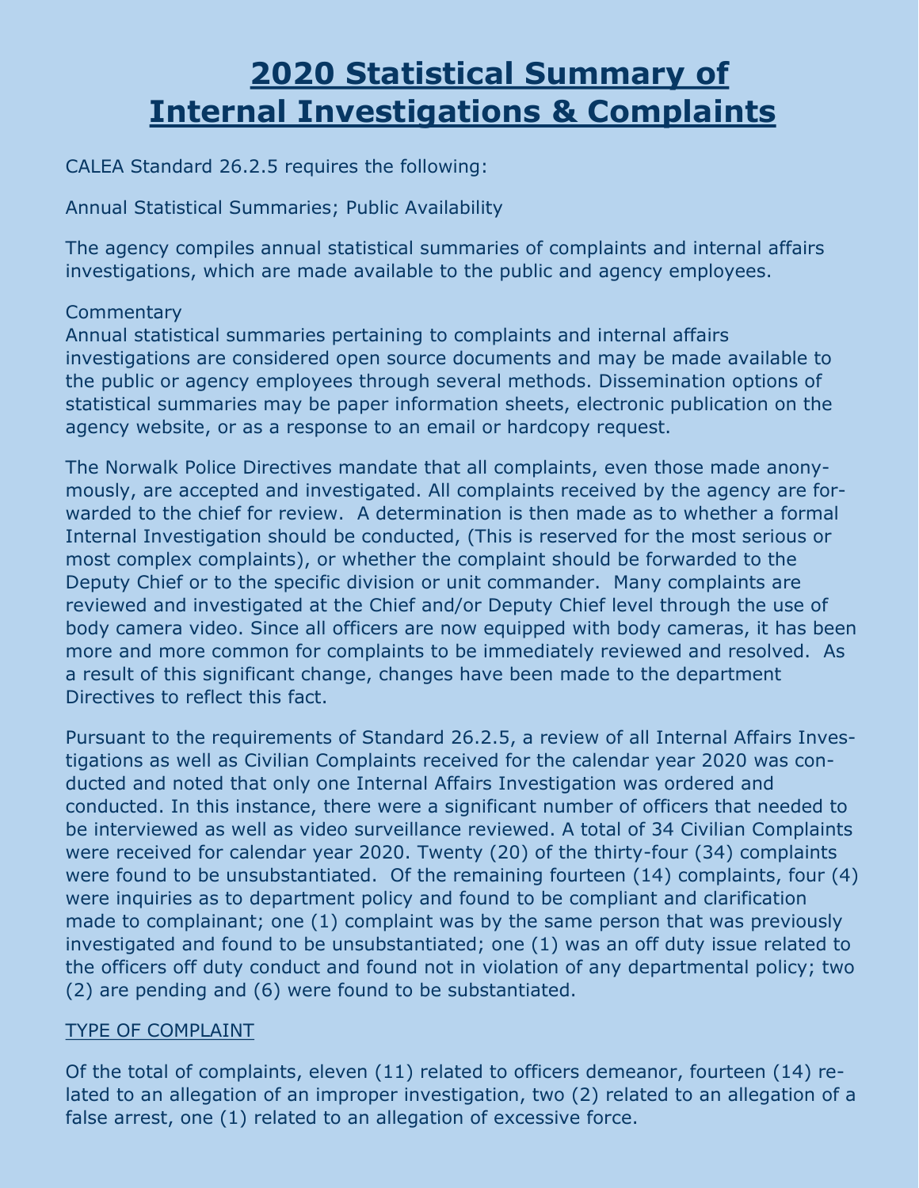# 2020 Statistical Summary of Internal Investigations & Complaints

CALEA Standard 26.2.5 requires the following:

Annual Statistical Summaries; Public Availability

The agency compiles annual statistical summaries of complaints and internal affairs investigations, which are made available to the public and agency employees.

Commentary
Annual statistical summaries pertaining to complaints and internal affairs investigations are considered open source documents and may be made available to the public or agency employees through several methods. Dissemination options of statistical summaries may be paper information sheets, electronic publication on the agency website, or as a response to an email or hardcopy request.

The Norwalk Police Directives mandate that all complaints, even those made anonymously, are accepted and investigated. All complaints received by the agency are forwarded to the chief for review. A determination is then made as to whether a formal Internal Investigation should be conducted, (This is reserved for the most serious or most complex complaints), or whether the complaint should be forwarded to the Deputy Chief or to the specific division or unit commander. Many complaints are reviewed and investigated at the Chief and/or Deputy Chief level through the use of body camera video. Since all officers are now equipped with body cameras, it has been more and more common for complaints to be immediately reviewed and resolved. As a result of this significant change, changes have been made to the department Directives to reflect this fact.

Pursuant to the requirements of Standard 26.2.5, a review of all Internal Affairs Investigations as well as Civilian Complaints received for the calendar year 2020 was conducted and noted that only one Internal Affairs Investigation was ordered and conducted. In this instance, there were a significant number of officers that needed to be interviewed as well as video surveillance reviewed. A total of 34 Civilian Complaints were received for calendar year 2020. Twenty (20) of the thirty-four (34) complaints were found to be unsubstantiated. Of the remaining fourteen (14) complaints, four (4) were inquiries as to department policy and found to be compliant and clarification made to complainant; one (1) complaint was by the same person that was previously investigated and found to be unsubstantiated; one (1) was an off duty issue related to the officers off duty conduct and found not in violation of any departmental policy; two (2) are pending and (6) were found to be substantiated.

## TYPE OF COMPLAINT

Of the total of complaints, eleven (11) related to officers demeanor, fourteen (14) related to an allegation of an improper investigation, two (2) related to an allegation of a false arrest, one (1) related to an allegation of excessive force.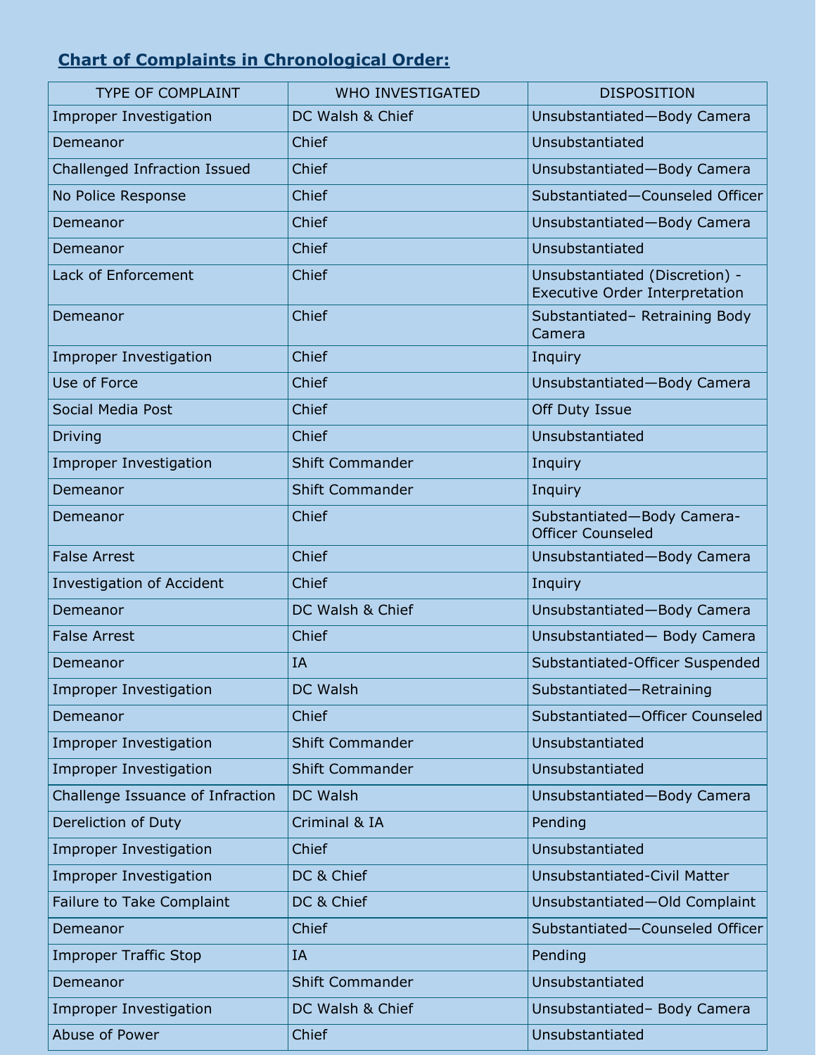## Chart of Complaints in Chronological Order:

| TYPE OF COMPLAINT | WHO INVESTIGATED | DISPOSITION |
|---|---|---|
| Improper Investigation | DC Walsh & Chief | Unsubstantiated—Body Camera |
| Demeanor | Chief | Unsubstantiated |
| Challenged Infraction Issued | Chief | Unsubstantiated—Body Camera |
| No Police Response | Chief | Substantiated—Counseled Officer |
| Demeanor | Chief | Unsubstantiated—Body Camera |
| Demeanor | Chief | Unsubstantiated |
| Lack of Enforcement | Chief | Unsubstantiated (Discretion) - Executive Order Interpretation |
| Demeanor | Chief | Substantiated– Retraining Body Camera |
| Improper Investigation | Chief | Inquiry |
| Use of Force | Chief | Unsubstantiated—Body Camera |
| Social Media Post | Chief | Off Duty Issue |
| Driving | Chief | Unsubstantiated |
| Improper Investigation | Shift Commander | Inquiry |
| Demeanor | Shift Commander | Inquiry |
| Demeanor | Chief | Substantiated—Body Camera-Officer Counseled |
| False Arrest | Chief | Unsubstantiated—Body Camera |
| Investigation of Accident | Chief | Inquiry |
| Demeanor | DC Walsh & Chief | Unsubstantiated—Body Camera |
| False Arrest | Chief | Unsubstantiated— Body Camera |
| Demeanor | IA | Substantiated-Officer Suspended |
| Improper Investigation | DC Walsh | Substantiated—Retraining |
| Demeanor | Chief | Substantiated—Officer Counseled |
| Improper Investigation | Shift Commander | Unsubstantiated |
| Improper Investigation | Shift Commander | Unsubstantiated |
| Challenge Issuance of Infraction | DC Walsh | Unsubstantiated—Body Camera |
| Dereliction of Duty | Criminal & IA | Pending |
| Improper Investigation | Chief | Unsubstantiated |
| Improper Investigation | DC & Chief | Unsubstantiated-Civil Matter |
| Failure to Take Complaint | DC & Chief | Unsubstantiated—Old Complaint |
| Demeanor | Chief | Substantiated—Counseled Officer |
| Improper Traffic Stop | IA | Pending |
| Demeanor | Shift Commander | Unsubstantiated |
| Improper Investigation | DC Walsh & Chief | Unsubstantiated– Body Camera |
| Abuse of Power | Chief | Unsubstantiated |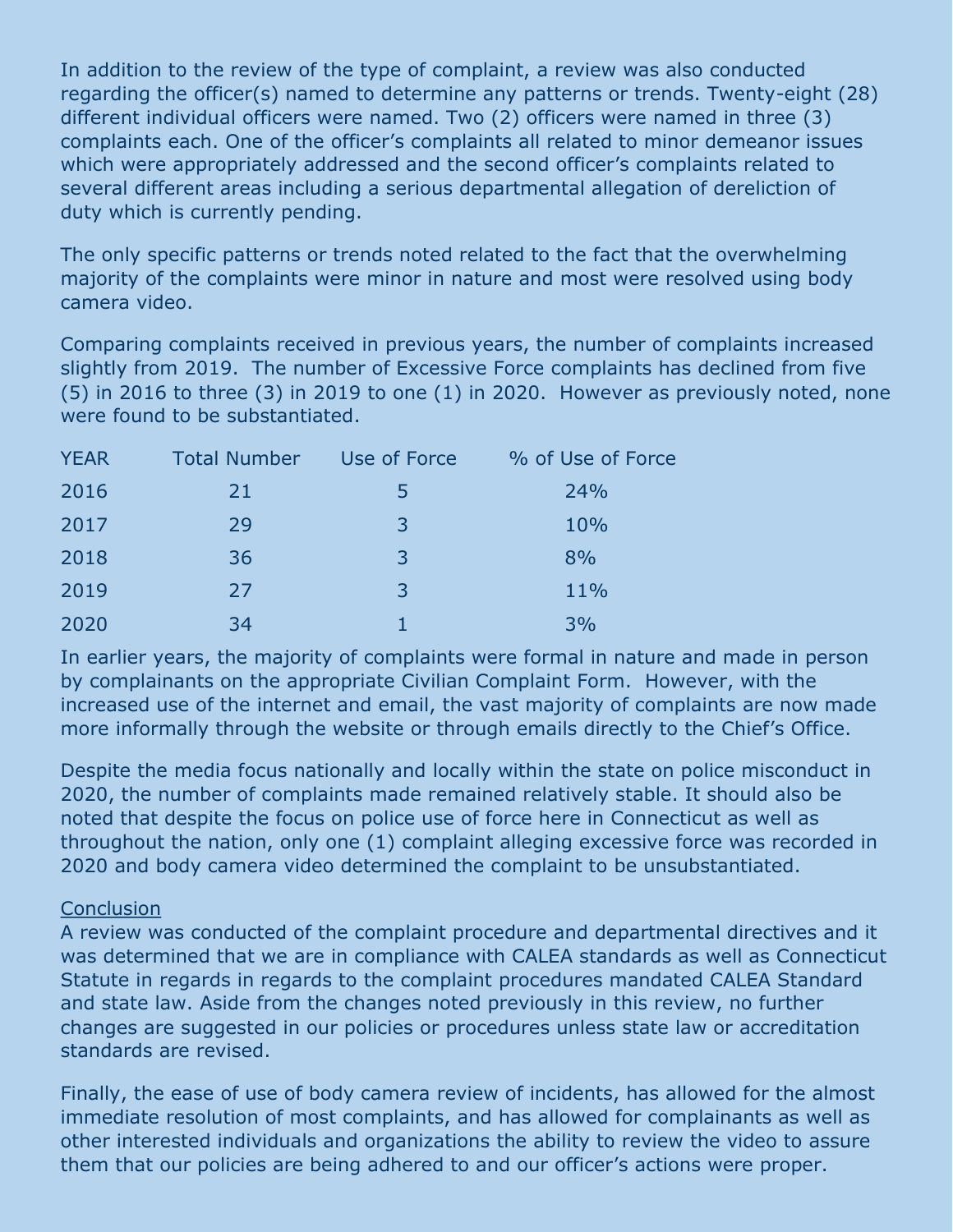In addition to the review of the type of complaint, a review was also conducted regarding the officer(s) named to determine any patterns or trends. Twenty-eight (28) different individual officers were named. Two (2) officers were named in three (3) complaints each. One of the officer's complaints all related to minor demeanor issues which were appropriately addressed and the second officer's complaints related to several different areas including a serious departmental allegation of dereliction of duty which is currently pending.

The only specific patterns or trends noted related to the fact that the overwhelming majority of the complaints were minor in nature and most were resolved using body camera video.

Comparing complaints received in previous years, the number of complaints increased slightly from 2019. The number of Excessive Force complaints has declined from five (5) in 2016 to three (3) in 2019 to one (1) in 2020. However as previously noted, none were found to be substantiated.

| YEAR | Total Number | Use of Force | % of Use of Force |
|---|---|---|---|
| 2016 | 21 | 5 | 24% |
| 2017 | 29 | 3 | 10% |
| 2018 | 36 | 3 | 8% |
| 2019 | 27 | 3 | 11% |
| 2020 | 34 | 1 | 3% |

In earlier years, the majority of complaints were formal in nature and made in person by complainants on the appropriate Civilian Complaint Form. However, with the increased use of the internet and email, the vast majority of complaints are now made more informally through the website or through emails directly to the Chief's Office.

Despite the media focus nationally and locally within the state on police misconduct in 2020, the number of complaints made remained relatively stable. It should also be noted that despite the focus on police use of force here in Connecticut as well as throughout the nation, only one (1) complaint alleging excessive force was recorded in 2020 and body camera video determined the complaint to be unsubstantiated.

Conclusion

A review was conducted of the complaint procedure and departmental directives and it was determined that we are in compliance with CALEA standards as well as Connecticut Statute in regards in regards to the complaint procedures mandated CALEA Standard and state law. Aside from the changes noted previously in this review, no further changes are suggested in our policies or procedures unless state law or accreditation standards are revised.

Finally, the ease of use of body camera review of incidents, has allowed for the almost immediate resolution of most complaints, and has allowed for complainants as well as other interested individuals and organizations the ability to review the video to assure them that our policies are being adhered to and our officer's actions were proper.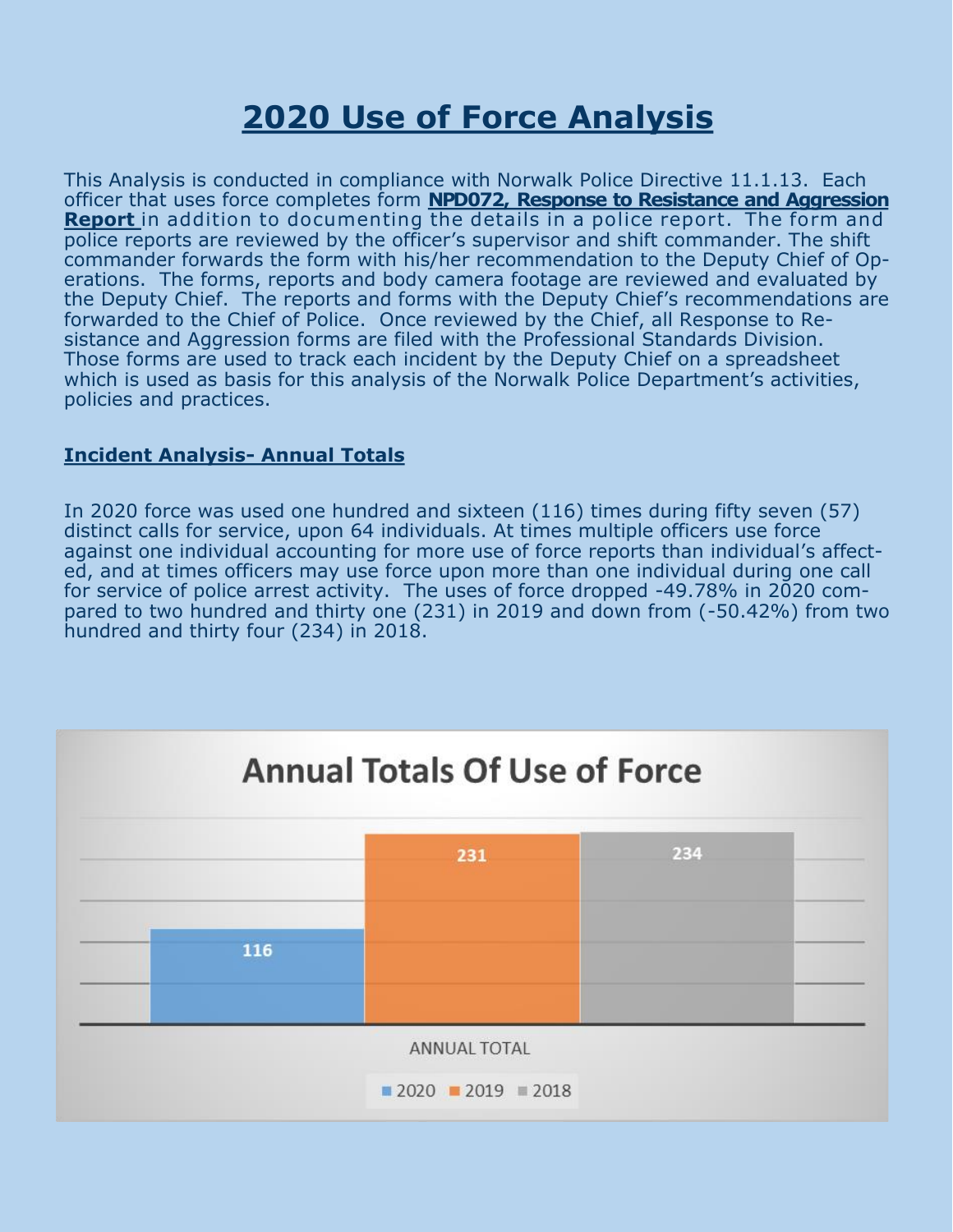# 2020 Use of Force Analysis

This Analysis is conducted in compliance with Norwalk Police Directive 11.1.13. Each officer that uses force completes form **NPD072, Response to Resistance and Aggression Report** in addition to documenting the details in a police report. The form and police reports are reviewed by the officer's supervisor and shift commander. The shift commander forwards the form with his/her recommendation to the Deputy Chief of Operations. The forms, reports and body camera footage are reviewed and evaluated by the Deputy Chief. The reports and forms with the Deputy Chief's recommendations are forwarded to the Chief of Police. Once reviewed by the Chief, all Response to Resistance and Aggression forms are filed with the Professional Standards Division. Those forms are used to track each incident by the Deputy Chief on a spreadsheet which is used as basis for this analysis of the Norwalk Police Department's activities, policies and practices.

## Incident Analysis- Annual Totals

In 2020 force was used one hundred and sixteen (116) times during fifty seven (57) distinct calls for service, upon 64 individuals. At times multiple officers use force against one individual accounting for more use of force reports than individual's affected, and at times officers may use force upon more than one individual during one call for service of police arrest activity. The uses of force dropped -49.78% in 2020 compared to two hundred and thirty one (231) in 2019 and down from (-50.42%) from two hundred and thirty four (234) in 2018.

**Annual Totals Of Use of Force**

| | 2020 | 2019 | 2018 |
|---|---|---|---|
| ANNUAL TOTAL | 116 | 231 | 234 |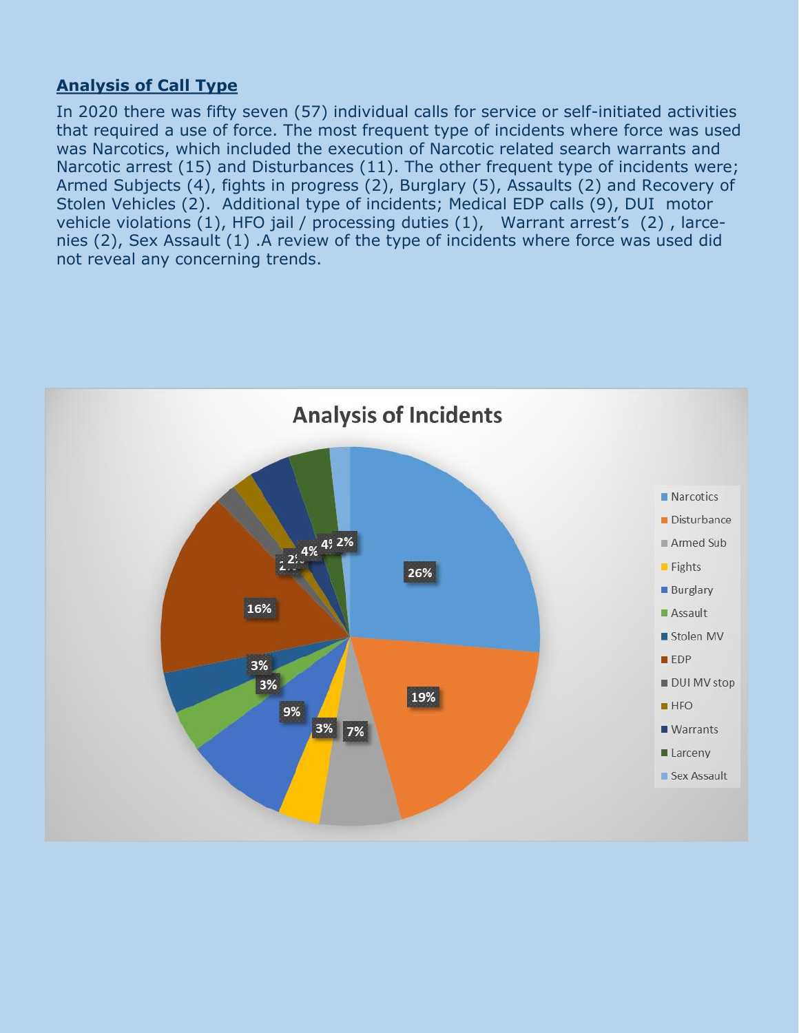## **Analysis of Call Type**

In 2020 there was fifty seven (57) individual calls for service or self-initiated activities that required a use of force. The most frequent type of incidents where force was used was Narcotics, which included the execution of Narcotic related search warrants and Narcotic arrest (15) and Disturbances (11). The other frequent type of incidents were; Armed Subjects (4), fights in progress (2), Burglary (5), Assaults (2) and Recovery of Stolen Vehicles (2). Additional type of incidents; Medical EDP calls (9), DUI motor vehicle violations (1), HFO jail / processing duties (1), Warrant arrest's (2) , larcenies (2), Sex Assault (1) .A review of the type of incidents where force was used did not reveal any concerning trends.

**Analysis of Incidents**

| Incident Type | Percentage |
|---|---|
| Narcotics | 26% |
| Disturbance | 19% |
| Armed Sub | 7% |
| Fights | 3% |
| Burglary | 9% |
| Assault | 3% |
| Stolen MV | 3% |
| EDP | 16% |
| DUI MV stop | 2% |
| HFO | 2% |
| Warrants | 4% |
| Larceny | 4% |
| Sex Assault | 2% |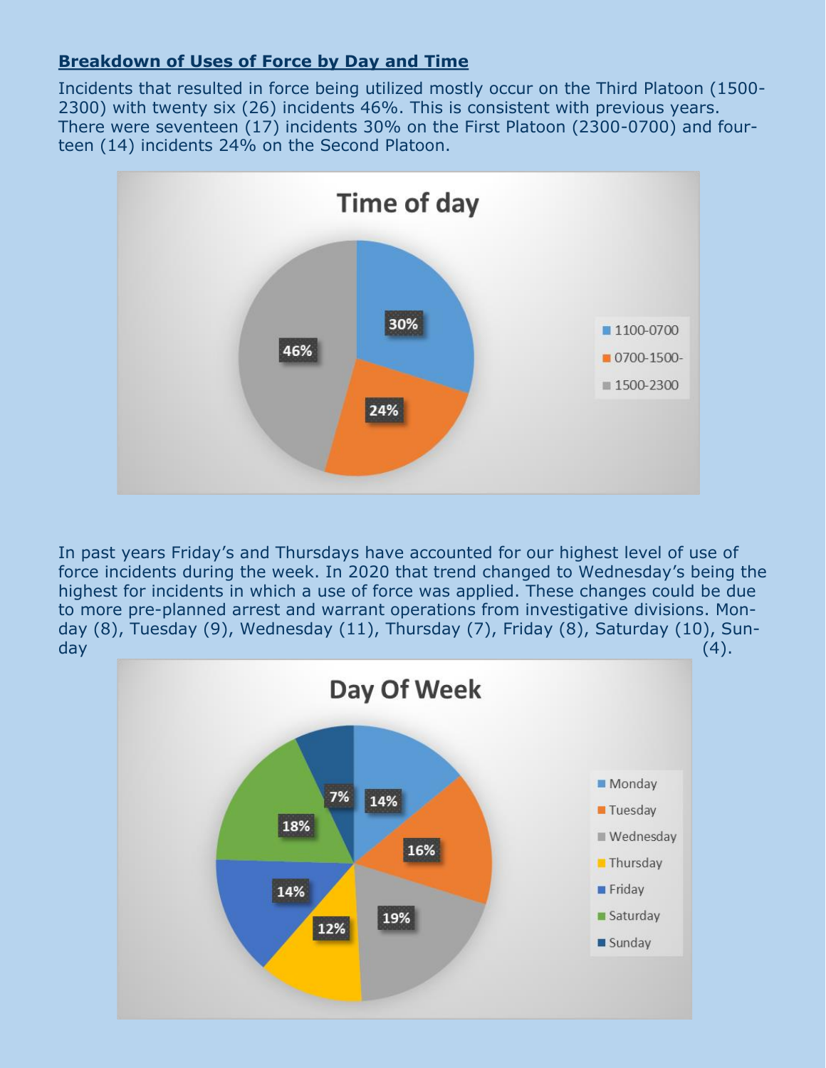## **Breakdown of Uses of Force by Day and Time**

Incidents that resulted in force being utilized mostly occur on the Third Platoon (1500-2300) with twenty six (26) incidents 46%. This is consistent with previous years. There were seventeen (17) incidents 30% on the First Platoon (2300-0700) and fourteen (14) incidents 24% on the Second Platoon.

**Time of day**

| Time | Percent |
|---|---|
| 1100-0700 | 30% |
| 0700-1500- | 24% |
| 1500-2300 | 46% |

In past years Friday's and Thursdays have accounted for our highest level of use of force incidents during the week. In 2020 that trend changed to Wednesday's being the highest for incidents in which a use of force was applied. These changes could be due to more pre-planned arrest and warrant operations from investigative divisions. Monday (8), Tuesday (9), Wednesday (11), Thursday (7), Friday (8), Saturday (10), Sunday (4).

**Day Of Week**

| Day | Percent |
|---|---|
| Monday | 14% |
| Tuesday | 16% |
| Wednesday | 19% |
| Thursday | 12% |
| Friday | 14% |
| Saturday | 18% |
| Sunday | 7% |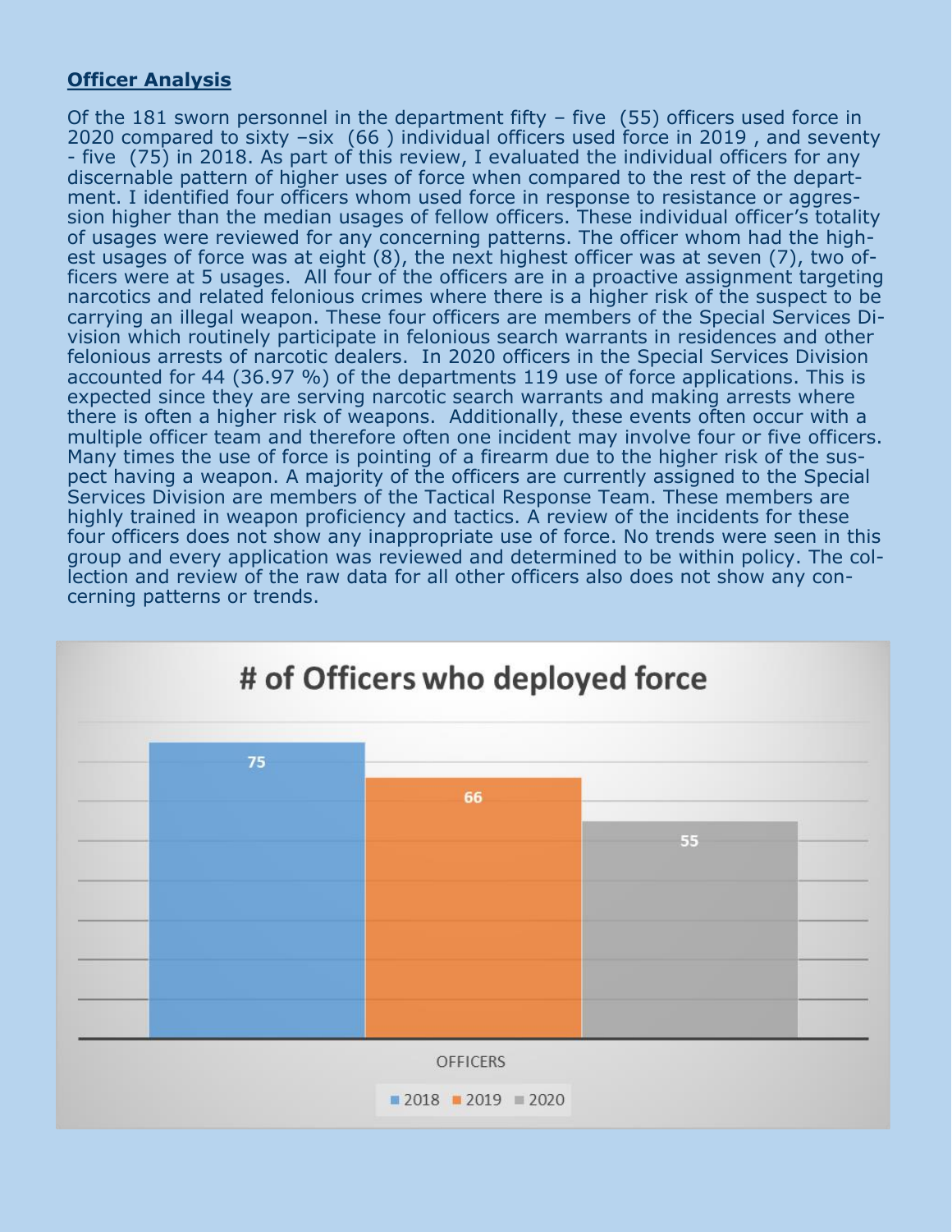## **Officer Analysis**

Of the 181 sworn personnel in the department fifty – five (55) officers used force in 2020 compared to sixty –six (66 ) individual officers used force in 2019 , and seventy - five (75) in 2018. As part of this review, I evaluated the individual officers for any discernable pattern of higher uses of force when compared to the rest of the department. I identified four officers whom used force in response to resistance or aggression higher than the median usages of fellow officers. These individual officer's totality of usages were reviewed for any concerning patterns. The officer whom had the highest usages of force was at eight (8), the next highest officer was at seven (7), two officers were at 5 usages. All four of the officers are in a proactive assignment targeting narcotics and related felonious crimes where there is a higher risk of the suspect to be carrying an illegal weapon. These four officers are members of the Special Services Division which routinely participate in felonious search warrants in residences and other felonious arrests of narcotic dealers. In 2020 officers in the Special Services Division accounted for 44 (36.97 %) of the departments 119 use of force applications. This is expected since they are serving narcotic search warrants and making arrests where there is often a higher risk of weapons. Additionally, these events often occur with a multiple officer team and therefore often one incident may involve four or five officers. Many times the use of force is pointing of a firearm due to the higher risk of the suspect having a weapon. A majority of the officers are currently assigned to the Special Services Division are members of the Tactical Response Team. These members are highly trained in weapon proficiency and tactics. A review of the incidents for these four officers does not show any inappropriate use of force. No trends were seen in this group and every application was reviewed and determined to be within policy. The collection and review of the raw data for all other officers also does not show any concerning patterns or trends.

**# of Officers who deployed force**

| OFFICERS | 2018 | 2019 | 2020 |
| --- | --- | --- | --- |
| # of Officers who deployed force | 75 | 66 | 55 |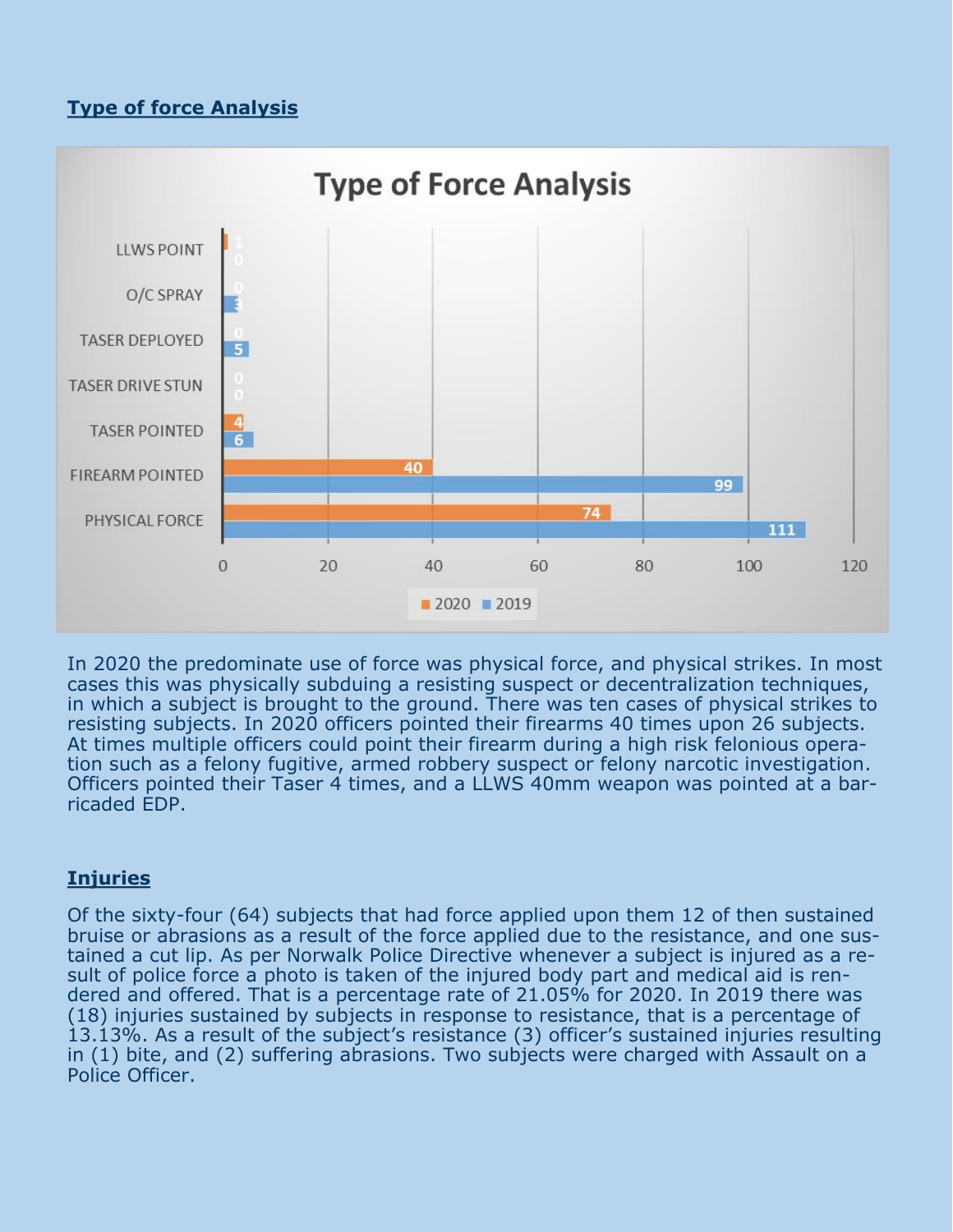## Type of force Analysis

**Type of Force Analysis**

| | 2020 | 2019 |
|---|---|---|
| LLWS POINT | 1 | 0 |
| O/C SPRAY | 0 | 3 |
| TASER DEPLOYED | 0 | 5 |
| TASER DRIVE STUN | 0 | 0 |
| TASER POINTED | 4 | 6 |
| FIREARM POINTED | 40 | 99 |
| PHYSICAL FORCE | 74 | 111 |

In 2020 the predominate use of force was physical force, and physical strikes. In most cases this was physically subduing a resisting suspect or decentralization techniques, in which a subject is brought to the ground. There was ten cases of physical strikes to resisting subjects. In 2020 officers pointed their firearms 40 times upon 26 subjects. At times multiple officers could point their firearm during a high risk felonious operation such as a felony fugitive, armed robbery suspect or felony narcotic investigation. Officers pointed their Taser 4 times, and a LLWS 40mm weapon was pointed at a barricaded EDP.

## Injuries

Of the sixty-four (64) subjects that had force applied upon them 12 of then sustained bruise or abrasions as a result of the force applied due to the resistance, and one sustained a cut lip. As per Norwalk Police Directive whenever a subject is injured as a result of police force a photo is taken of the injured body part and medical aid is rendered and offered. That is a percentage rate of 21.05% for 2020. In 2019 there was (18) injuries sustained by subjects in response to resistance, that is a percentage of 13.13%. As a result of the subject's resistance (3) officer's sustained injuries resulting in (1) bite, and (2) suffering abrasions. Two subjects were charged with Assault on a Police Officer.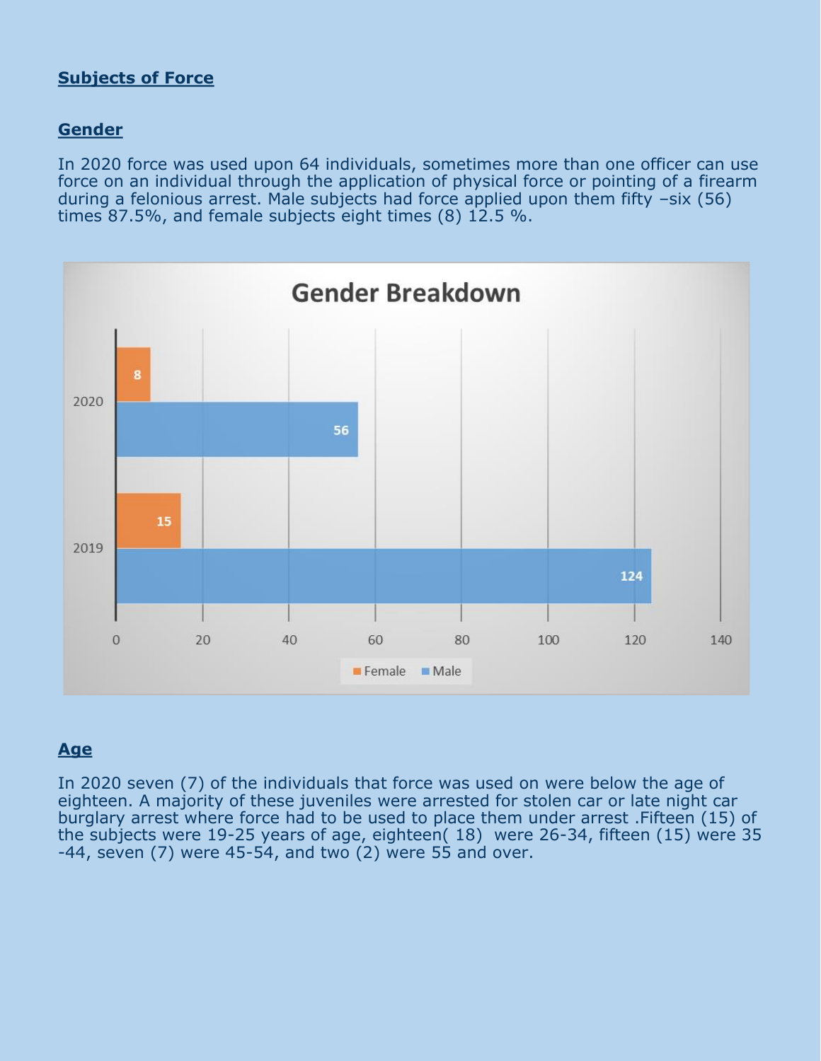## Subjects of Force

### Gender

In 2020 force was used upon 64 individuals, sometimes more than one officer can use force on an individual through the application of physical force or pointing of a firearm during a felonious arrest. Male subjects had force applied upon them fifty –six (56) times 87.5%, and female subjects eight times (8) 12.5 %.

**Gender Breakdown**

| Year | Female | Male |
|---|---|---|
| 2020 | 8 | 56 |
| 2019 | 15 | 124 |

### Age

In 2020 seven (7) of the individuals that force was used on were below the age of eighteen. A majority of these juveniles were arrested for stolen car or late night car burglary arrest where force had to be used to place them under arrest .Fifteen (15) of the subjects were 19-25 years of age, eighteen( 18) were 26-34, fifteen (15) were 35 -44, seven (7) were 45-54, and two (2) were 55 and over.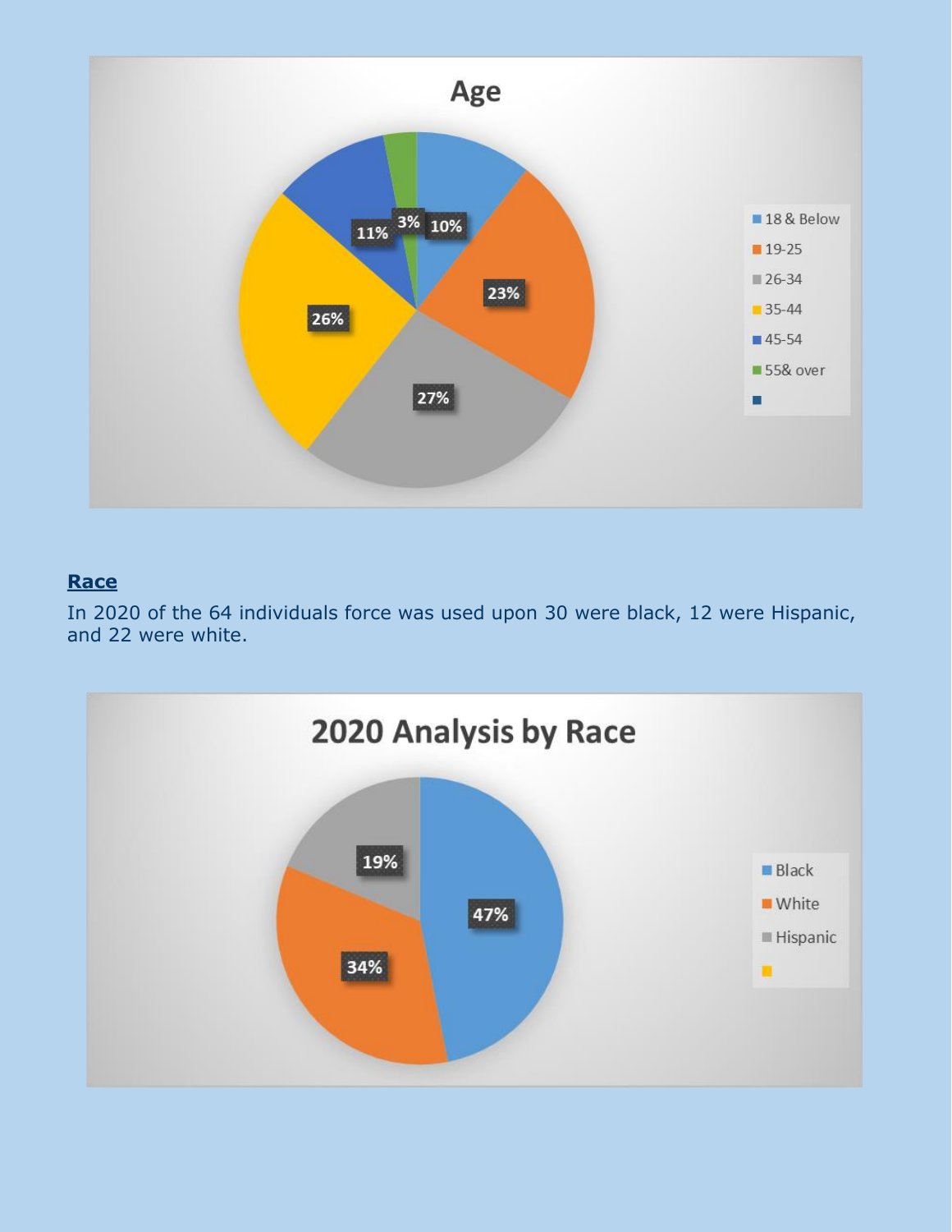**Age**

| Age | Percent |
| --- | --- |
| 18 & Below | 10% |
| 19-25 | 23% |
| 26-34 | 27% |
| 35-44 | 26% |
| 45-54 | 11% |
| 55& over | 3% |

## Race

In 2020 of the 64 individuals force was used upon 30 were black, 12 were Hispanic, and 22 were white.

**2020 Analysis by Race**

| Race | Percent |
| --- | --- |
| Black | 47% |
| White | 34% |
| Hispanic | 19% |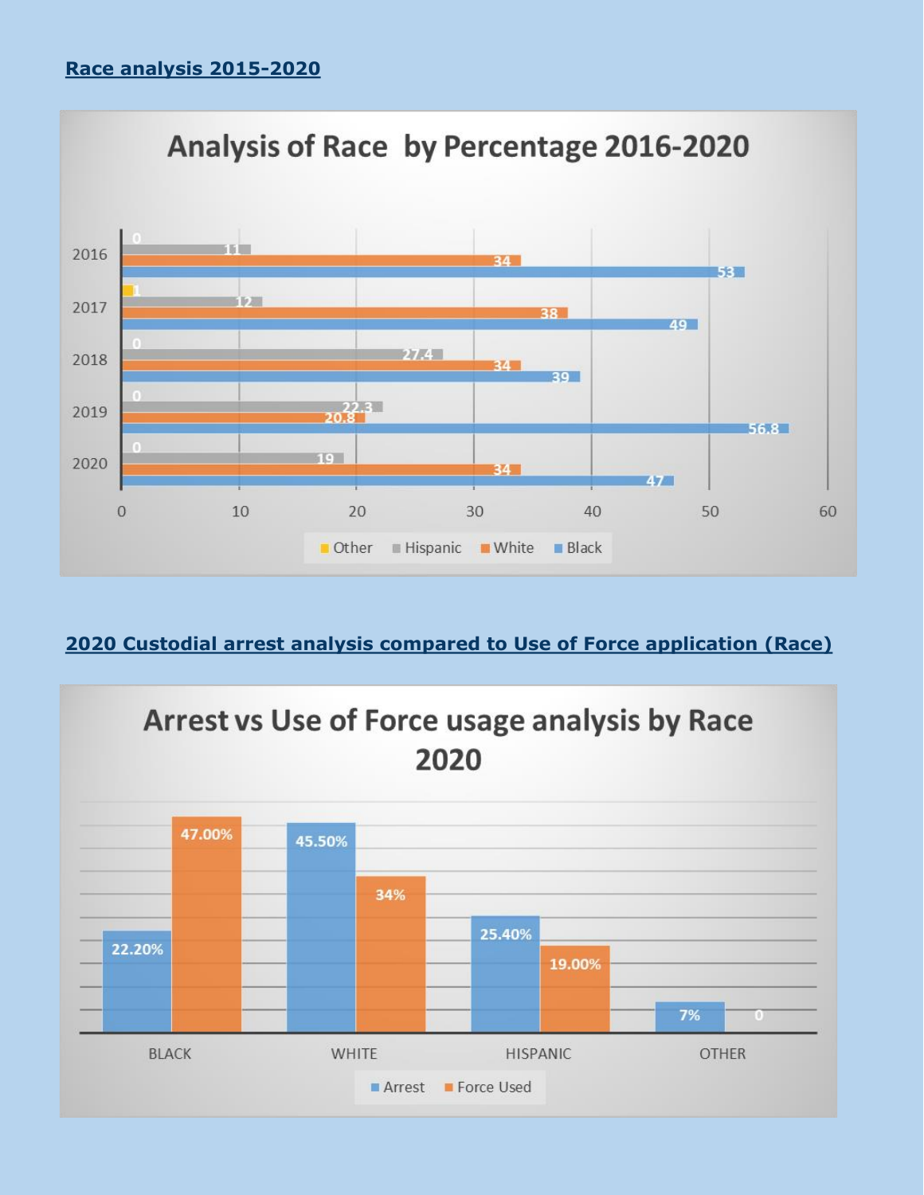## Race analysis 2015-2020

**Analysis of Race by Percentage 2016-2020**

| Year | Other | Hispanic | White | Black |
|---|---|---|---|---|
| 2016 | 0 | 11 | 34 | 53 |
| 2017 | 1 | 12 | 38 | 49 |
| 2018 | 0 | 27.4 | 34 | 39 |
| 2019 | 0 | 22.3 | 20.8 | 56.8 |
| 2020 | 0 | 19 | 34 | 47 |

## 2020 Custodial arrest analysis compared to Use of Force application (Race)

**Arrest vs Use of Force usage analysis by Race 2020**

| | Arrest | Force Used |
|---|---|---|
| BLACK | 22.20% | 47.00% |
| WHITE | 45.50% | 34% |
| HISPANIC | 25.40% | 19.00% |
| OTHER | 7% | 0 |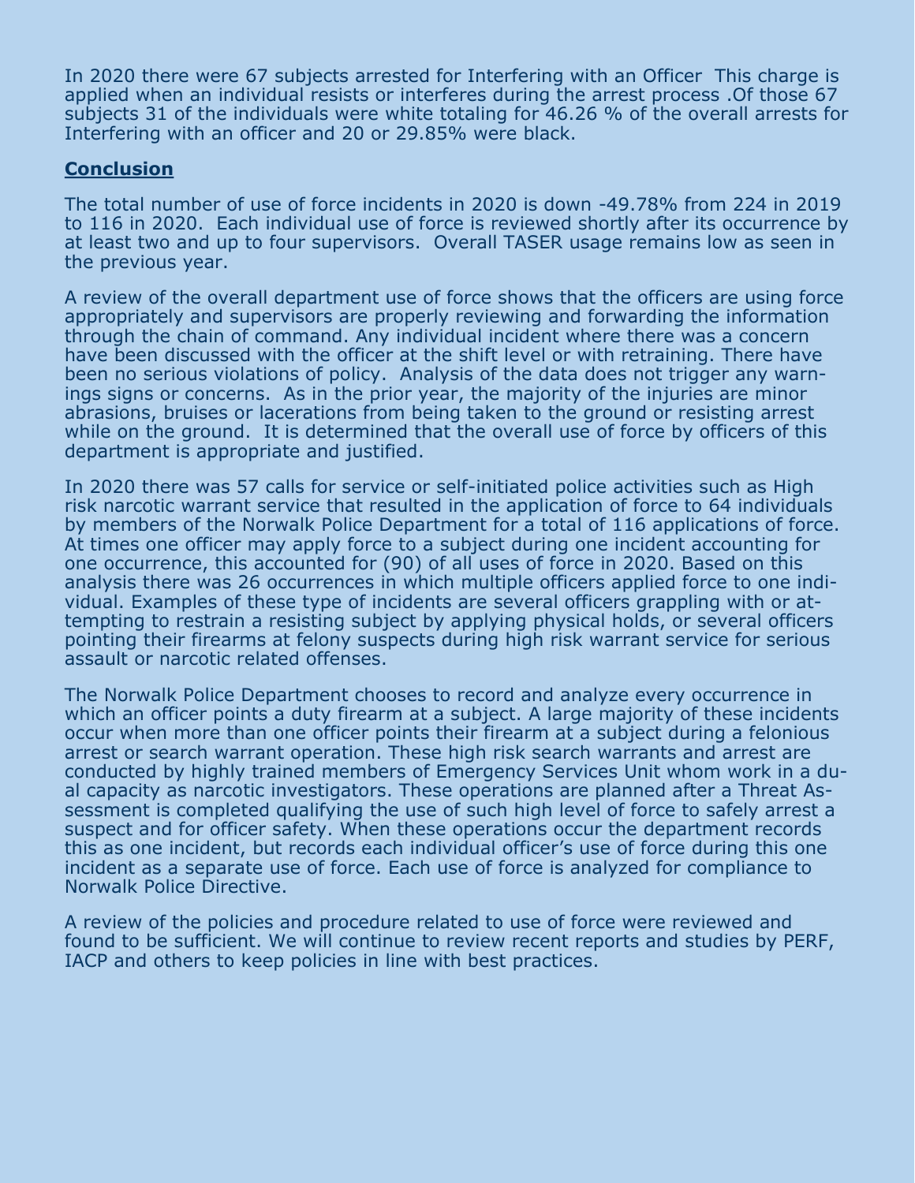In 2020 there were 67 subjects arrested for Interfering with an Officer  This charge is applied when an individual resists or interferes during the arrest process .Of those 67 subjects 31 of the individuals were white totaling for 46.26 % of the overall arrests for Interfering with an officer and 20 or 29.85% were black.

## Conclusion

The total number of use of force incidents in 2020 is down -49.78% from 224 in 2019 to 116 in 2020.  Each individual use of force is reviewed shortly after its occurrence by at least two and up to four supervisors.  Overall TASER usage remains low as seen in the previous year.

A review of the overall department use of force shows that the officers are using force appropriately and supervisors are properly reviewing and forwarding the information through the chain of command. Any individual incident where there was a concern have been discussed with the officer at the shift level or with retraining. There have been no serious violations of policy.  Analysis of the data does not trigger any warnings signs or concerns.  As in the prior year, the majority of the injuries are minor abrasions, bruises or lacerations from being taken to the ground or resisting arrest while on the ground.  It is determined that the overall use of force by officers of this department is appropriate and justified.

In 2020 there was 57 calls for service or self-initiated police activities such as High risk narcotic warrant service that resulted in the application of force to 64 individuals by members of the Norwalk Police Department for a total of 116 applications of force. At times one officer may apply force to a subject during one incident accounting for one occurrence, this accounted for (90) of all uses of force in 2020. Based on this analysis there was 26 occurrences in which multiple officers applied force to one individual. Examples of these type of incidents are several officers grappling with or attempting to restrain a resisting subject by applying physical holds, or several officers pointing their firearms at felony suspects during high risk warrant service for serious assault or narcotic related offenses.

The Norwalk Police Department chooses to record and analyze every occurrence in which an officer points a duty firearm at a subject. A large majority of these incidents occur when more than one officer points their firearm at a subject during a felonious arrest or search warrant operation. These high risk search warrants and arrest are conducted by highly trained members of Emergency Services Unit whom work in a dual capacity as narcotic investigators. These operations are planned after a Threat Assessment is completed qualifying the use of such high level of force to safely arrest a suspect and for officer safety. When these operations occur the department records this as one incident, but records each individual officer's use of force during this one incident as a separate use of force. Each use of force is analyzed for compliance to Norwalk Police Directive.

A review of the policies and procedure related to use of force were reviewed and found to be sufficient. We will continue to review recent reports and studies by PERF, IACP and others to keep policies in line with best practices.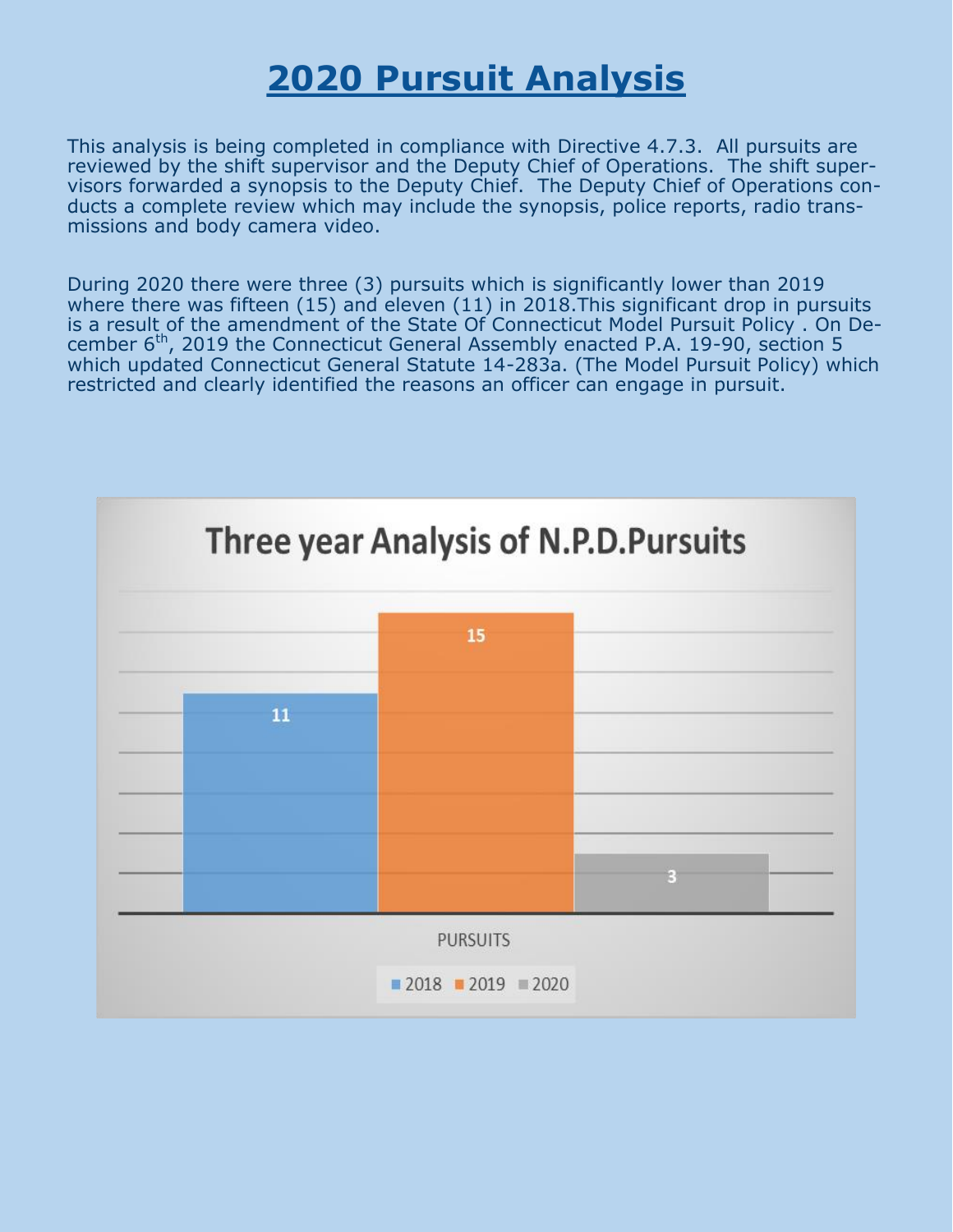# 2020 Pursuit Analysis

This analysis is being completed in compliance with Directive 4.7.3. All pursuits are reviewed by the shift supervisor and the Deputy Chief of Operations. The shift supervisors forwarded a synopsis to the Deputy Chief. The Deputy Chief of Operations conducts a complete review which may include the synopsis, police reports, radio transmissions and body camera video.

During 2020 there were three (3) pursuits which is significantly lower than 2019 where there was fifteen (15) and eleven (11) in 2018.This significant drop in pursuits is a result of the amendment of the State Of Connecticut Model Pursuit Policy . On December 6th, 2019 the Connecticut General Assembly enacted P.A. 19-90, section 5 which updated Connecticut General Statute 14-283a. (The Model Pursuit Policy) which restricted and clearly identified the reasons an officer can engage in pursuit.

**Three year Analysis of N.P.D.Pursuits**

| | 2018 | 2019 | 2020 |
|---|---|---|---|
| PURSUITS | 11 | 15 | 3 |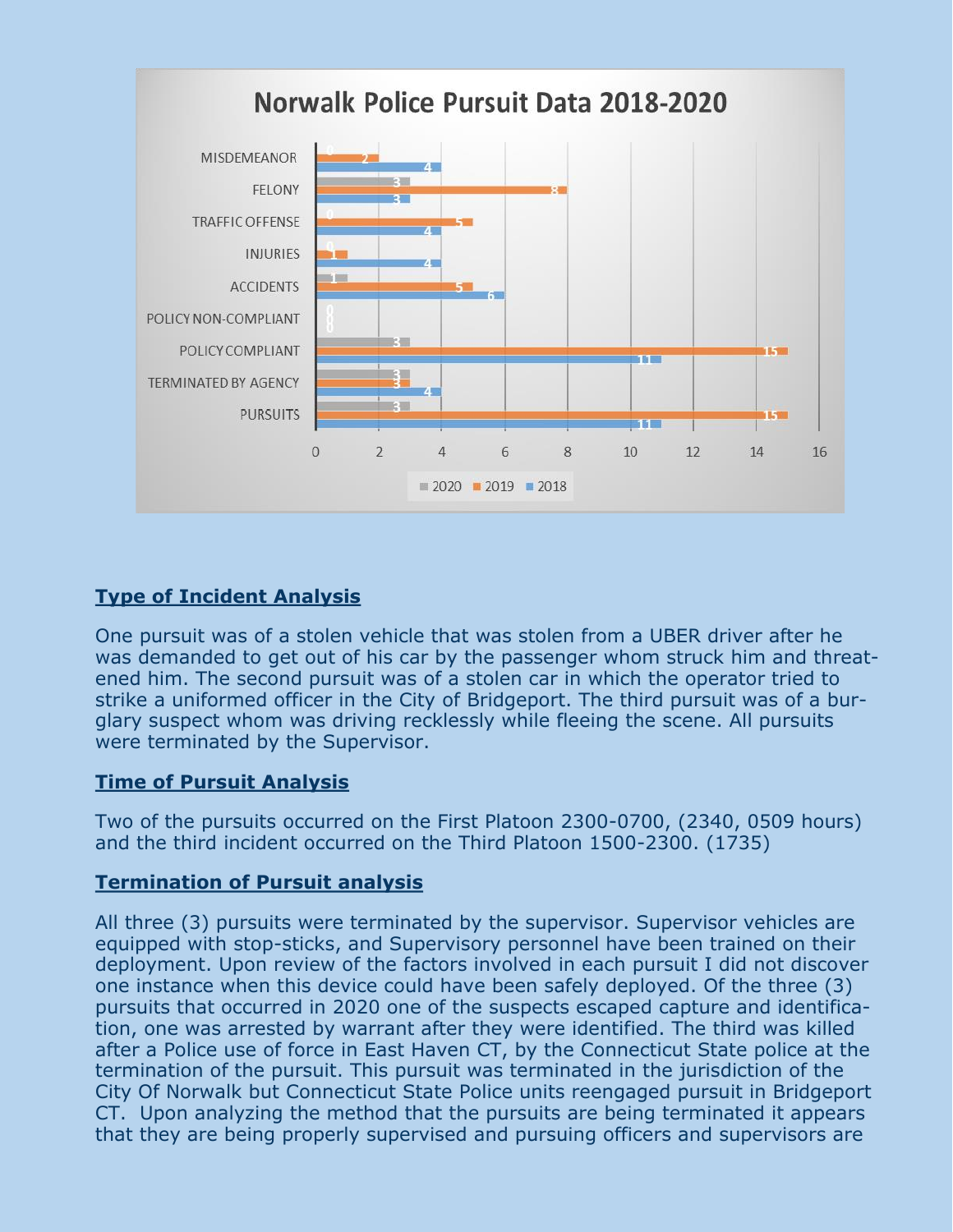## Norwalk Police Pursuit Data 2018-2020

| Category | 2020 | 2019 | 2018 |
|---|---|---|---|
| MISDEMEANOR | 0 | 2 | 4 |
| FELONY | 3 | 8 | 3 |
| TRAFFIC OFFENSE | 0 | 5 | 4 |
| INJURIES | 0 | 1 | 4 |
| ACCIDENTS | 1 | 5 | 6 |
| POLICY NON-COMPLIANT | 0 | 0 | 0 |
| POLICY COMPLIANT | 3 | 15 | 11 |
| TERMINATED BY AGENCY | 3 | 3 | 4 |
| PURSUITS | 3 | 15 | 11 |

### Type of Incident Analysis

One pursuit was of a stolen vehicle that was stolen from a UBER driver after he was demanded to get out of his car by the passenger whom struck him and threatened him. The second pursuit was of a stolen car in which the operator tried to strike a uniformed officer in the City of Bridgeport. The third pursuit was of a burglary suspect whom was driving recklessly while fleeing the scene. All pursuits were terminated by the Supervisor.

### Time of Pursuit Analysis

Two of the pursuits occurred on the First Platoon 2300-0700, (2340, 0509 hours) and the third incident occurred on the Third Platoon 1500-2300. (1735)

### Termination of Pursuit analysis

All three (3) pursuits were terminated by the supervisor. Supervisor vehicles are equipped with stop-sticks, and Supervisory personnel have been trained on their deployment. Upon review of the factors involved in each pursuit I did not discover one instance when this device could have been safely deployed. Of the three (3) pursuits that occurred in 2020 one of the suspects escaped capture and identification, one was arrested by warrant after they were identified. The third was killed after a Police use of force in East Haven CT, by the Connecticut State police at the termination of the pursuit. This pursuit was terminated in the jurisdiction of the City Of Norwalk but Connecticut State Police units reengaged pursuit in Bridgeport CT. Upon analyzing the method that the pursuits are being terminated it appears that they are being properly supervised and pursuing officers and supervisors are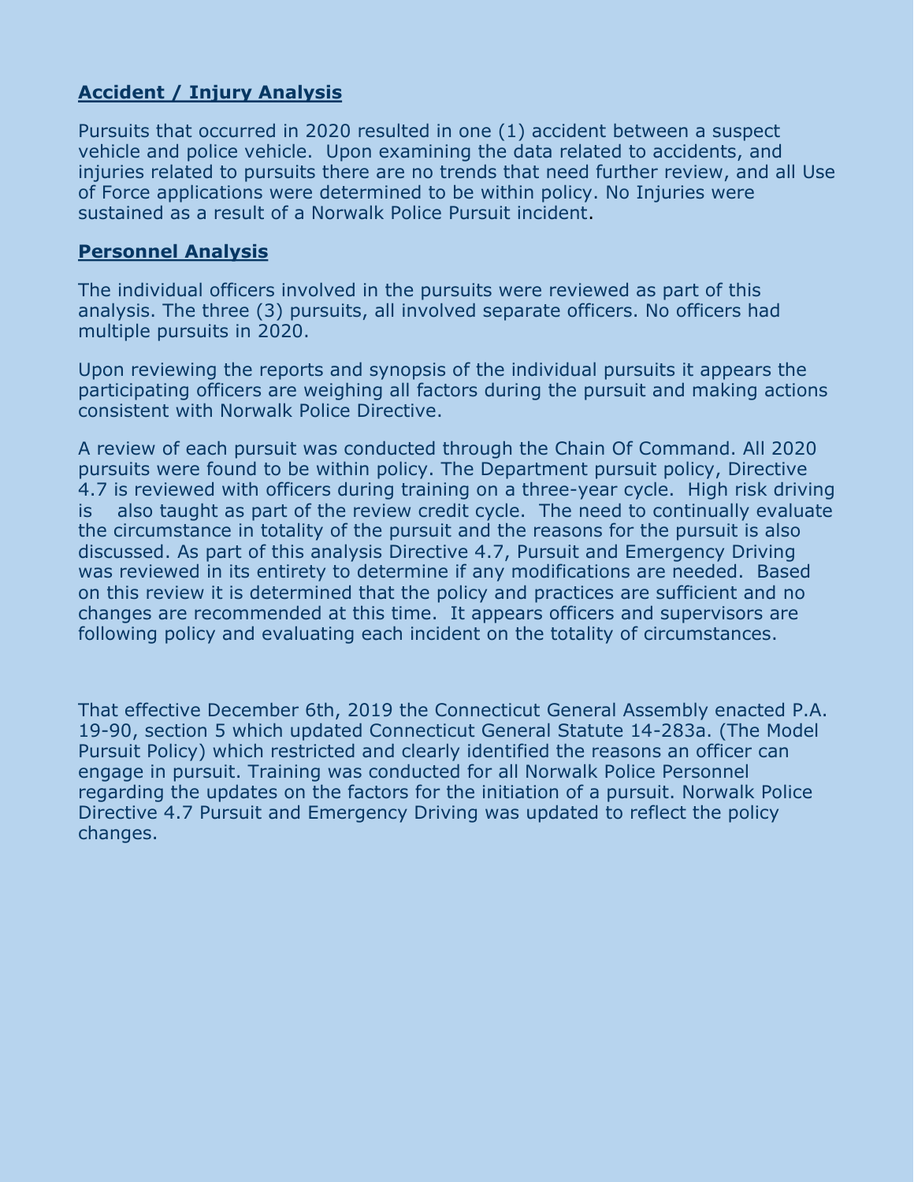## Accident / Injury Analysis

Pursuits that occurred in 2020 resulted in one (1) accident between a suspect vehicle and police vehicle. Upon examining the data related to accidents, and injuries related to pursuits there are no trends that need further review, and all Use of Force applications were determined to be within policy. No Injuries were sustained as a result of a Norwalk Police Pursuit incident.

## Personnel Analysis

The individual officers involved in the pursuits were reviewed as part of this analysis. The three (3) pursuits, all involved separate officers. No officers had multiple pursuits in 2020.

Upon reviewing the reports and synopsis of the individual pursuits it appears the participating officers are weighing all factors during the pursuit and making actions consistent with Norwalk Police Directive.

A review of each pursuit was conducted through the Chain Of Command. All 2020 pursuits were found to be within policy. The Department pursuit policy, Directive 4.7 is reviewed with officers during training on a three-year cycle. High risk driving is also taught as part of the review credit cycle. The need to continually evaluate the circumstance in totality of the pursuit and the reasons for the pursuit is also discussed. As part of this analysis Directive 4.7, Pursuit and Emergency Driving was reviewed in its entirety to determine if any modifications are needed. Based on this review it is determined that the policy and practices are sufficient and no changes are recommended at this time. It appears officers and supervisors are following policy and evaluating each incident on the totality of circumstances.

That effective December 6th, 2019 the Connecticut General Assembly enacted P.A. 19-90, section 5 which updated Connecticut General Statute 14-283a. (The Model Pursuit Policy) which restricted and clearly identified the reasons an officer can engage in pursuit. Training was conducted for all Norwalk Police Personnel regarding the updates on the factors for the initiation of a pursuit. Norwalk Police Directive 4.7 Pursuit and Emergency Driving was updated to reflect the policy changes.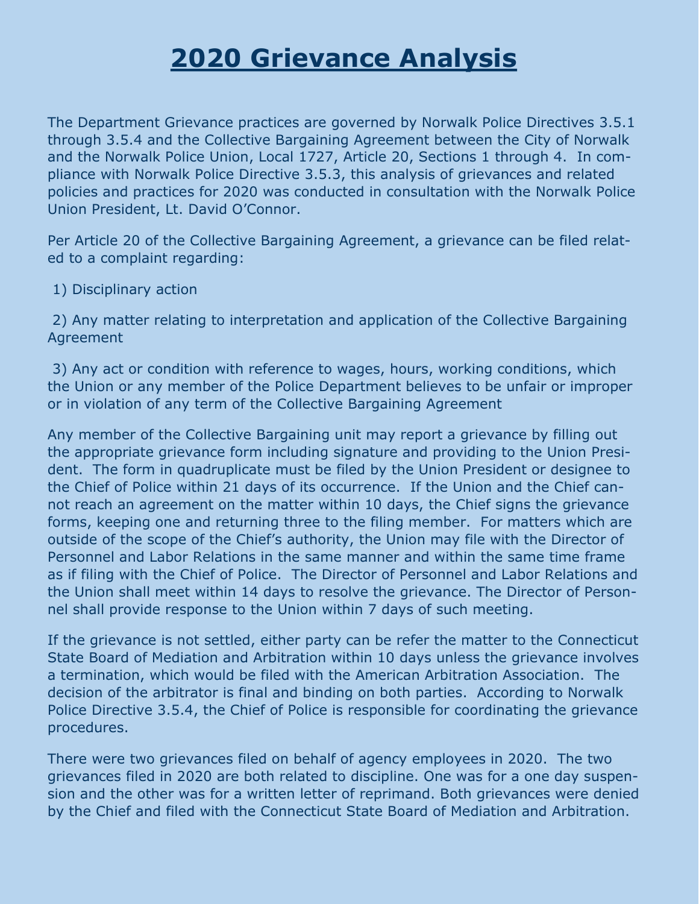# 2020 Grievance Analysis

The Department Grievance practices are governed by Norwalk Police Directives 3.5.1 through 3.5.4 and the Collective Bargaining Agreement between the City of Norwalk and the Norwalk Police Union, Local 1727, Article 20, Sections 1 through 4. In compliance with Norwalk Police Directive 3.5.3, this analysis of grievances and related policies and practices for 2020 was conducted in consultation with the Norwalk Police Union President, Lt. David O'Connor.

Per Article 20 of the Collective Bargaining Agreement, a grievance can be filed related to a complaint regarding:

1) Disciplinary action

2) Any matter relating to interpretation and application of the Collective Bargaining Agreement

3) Any act or condition with reference to wages, hours, working conditions, which the Union or any member of the Police Department believes to be unfair or improper or in violation of any term of the Collective Bargaining Agreement

Any member of the Collective Bargaining unit may report a grievance by filling out the appropriate grievance form including signature and providing to the Union President. The form in quadruplicate must be filed by the Union President or designee to the Chief of Police within 21 days of its occurrence. If the Union and the Chief cannot reach an agreement on the matter within 10 days, the Chief signs the grievance forms, keeping one and returning three to the filing member. For matters which are outside of the scope of the Chief's authority, the Union may file with the Director of Personnel and Labor Relations in the same manner and within the same time frame as if filing with the Chief of Police. The Director of Personnel and Labor Relations and the Union shall meet within 14 days to resolve the grievance. The Director of Personnel shall provide response to the Union within 7 days of such meeting.

If the grievance is not settled, either party can be refer the matter to the Connecticut State Board of Mediation and Arbitration within 10 days unless the grievance involves a termination, which would be filed with the American Arbitration Association. The decision of the arbitrator is final and binding on both parties. According to Norwalk Police Directive 3.5.4, the Chief of Police is responsible for coordinating the grievance procedures.

There were two grievances filed on behalf of agency employees in 2020. The two grievances filed in 2020 are both related to discipline. One was for a one day suspension and the other was for a written letter of reprimand. Both grievances were denied by the Chief and filed with the Connecticut State Board of Mediation and Arbitration.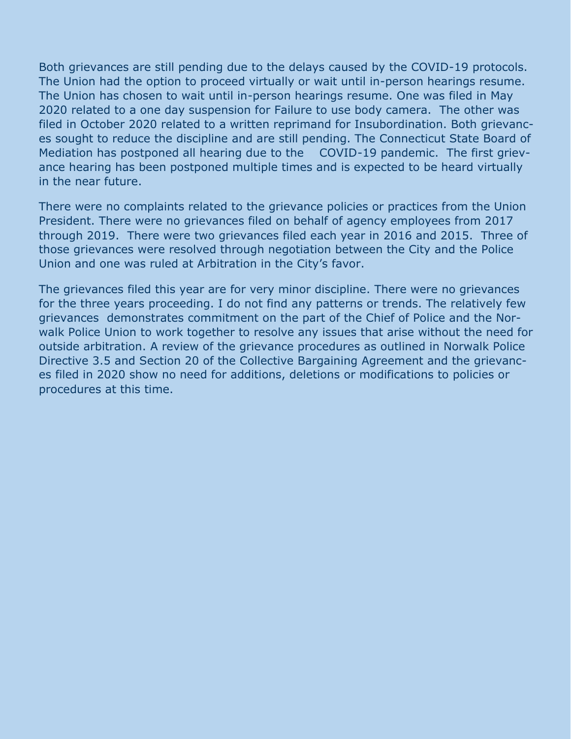Both grievances are still pending due to the delays caused by the COVID-19 protocols. The Union had the option to proceed virtually or wait until in-person hearings resume. The Union has chosen to wait until in-person hearings resume. One was filed in May 2020 related to a one day suspension for Failure to use body camera. The other was filed in October 2020 related to a written reprimand for Insubordination. Both grievances sought to reduce the discipline and are still pending. The Connecticut State Board of Mediation has postponed all hearing due to the COVID-19 pandemic. The first grievance hearing has been postponed multiple times and is expected to be heard virtually in the near future.

There were no complaints related to the grievance policies or practices from the Union President. There were no grievances filed on behalf of agency employees from 2017 through 2019. There were two grievances filed each year in 2016 and 2015. Three of those grievances were resolved through negotiation between the City and the Police Union and one was ruled at Arbitration in the City's favor.

The grievances filed this year are for very minor discipline. There were no grievances for the three years proceeding. I do not find any patterns or trends. The relatively few grievances demonstrates commitment on the part of the Chief of Police and the Norwalk Police Union to work together to resolve any issues that arise without the need for outside arbitration. A review of the grievance procedures as outlined in Norwalk Police Directive 3.5 and Section 20 of the Collective Bargaining Agreement and the grievances filed in 2020 show no need for additions, deletions or modifications to policies or procedures at this time.